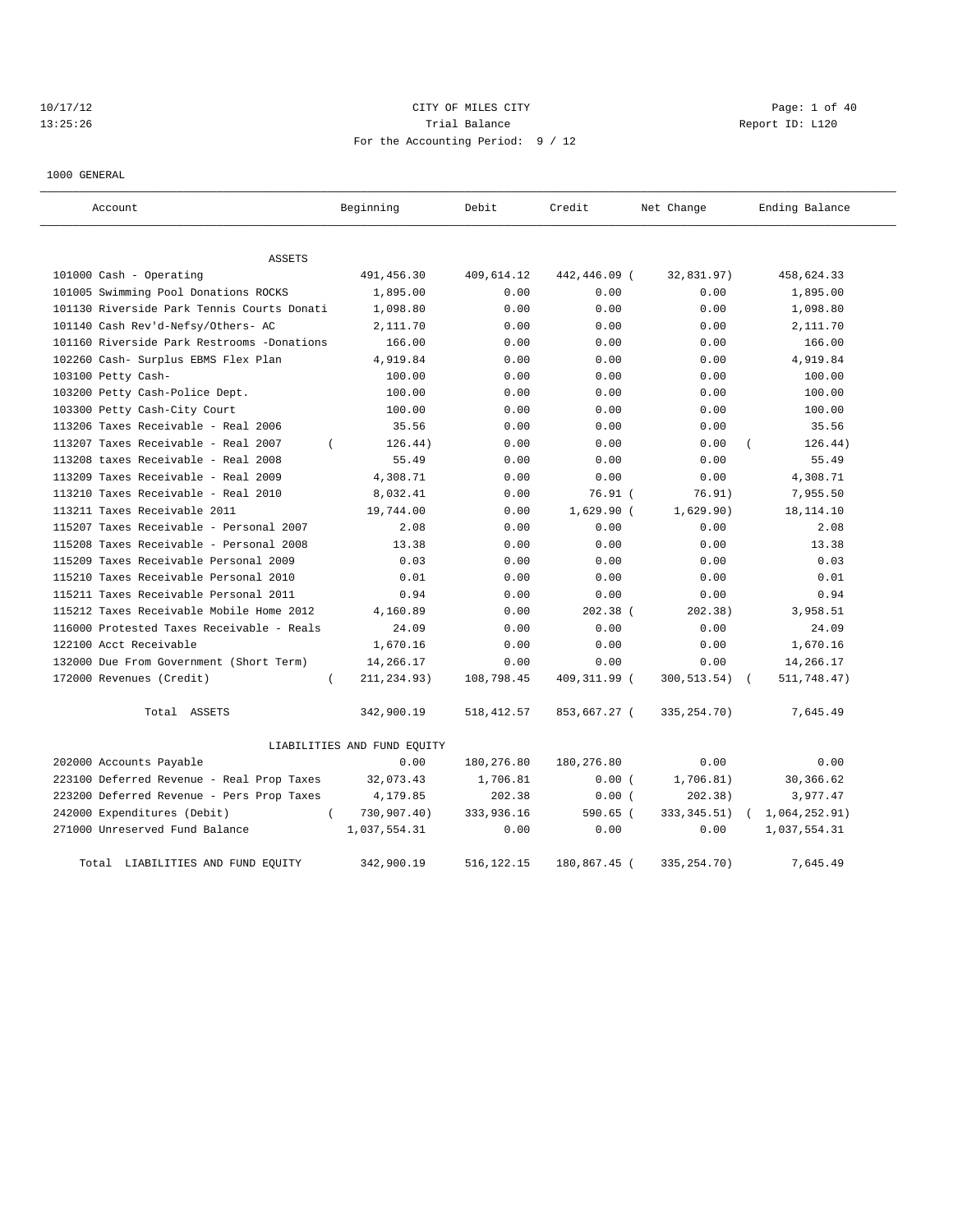CITY OF MILES CITY

Trial Balance

Report ID: L120

For the Accounting Period: 9 / 12

10/17/12
13:25:26

1000 GENERAL

| Account | Beginning | Debit | Credit | Net Change | Ending Balance |
|---|---|---|---|---|---|
| **ASSETS** | | | | | |
| 101000 Cash - Operating | 491,456.30 | 409,614.12 | 442,446.09 | (32,831.97) | 458,624.33 |
| 101005 Swimming Pool Donations ROCKS | 1,895.00 | 0.00 | 0.00 | 0.00 | 1,895.00 |
| 101130 Riverside Park Tennis Courts Donati | 1,098.80 | 0.00 | 0.00 | 0.00 | 1,098.80 |
| 101140 Cash Rev'd-Nefsy/Others- AC | 2,111.70 | 0.00 | 0.00 | 0.00 | 2,111.70 |
| 101160 Riverside Park Restrooms -Donations | 166.00 | 0.00 | 0.00 | 0.00 | 166.00 |
| 102260 Cash- Surplus EBMS Flex Plan | 4,919.84 | 0.00 | 0.00 | 0.00 | 4,919.84 |
| 103100 Petty Cash- | 100.00 | 0.00 | 0.00 | 0.00 | 100.00 |
| 103200 Petty Cash-Police Dept. | 100.00 | 0.00 | 0.00 | 0.00 | 100.00 |
| 103300 Petty Cash-City Court | 100.00 | 0.00 | 0.00 | 0.00 | 100.00 |
| 113206 Taxes Receivable - Real 2006 | 35.56 | 0.00 | 0.00 | 0.00 | 35.56 |
| 113207 Taxes Receivable - Real 2007 | (126.44) | 0.00 | 0.00 | 0.00 | (126.44) |
| 113208 taxes Receivable - Real 2008 | 55.49 | 0.00 | 0.00 | 0.00 | 55.49 |
| 113209 Taxes Receivable - Real 2009 | 4,308.71 | 0.00 | 0.00 | 0.00 | 4,308.71 |
| 113210 Taxes Receivable - Real 2010 | 8,032.41 | 0.00 | 76.91 | (76.91) | 7,955.50 |
| 113211 Taxes Receivable 2011 | 19,744.00 | 0.00 | 1,629.90 | (1,629.90) | 18,114.10 |
| 115207 Taxes Receivable - Personal 2007 | 2.08 | 0.00 | 0.00 | 0.00 | 2.08 |
| 115208 Taxes Receivable - Personal 2008 | 13.38 | 0.00 | 0.00 | 0.00 | 13.38 |
| 115209 Taxes Receivable Personal 2009 | 0.03 | 0.00 | 0.00 | 0.00 | 0.03 |
| 115210 Taxes Receivable Personal 2010 | 0.01 | 0.00 | 0.00 | 0.00 | 0.01 |
| 115211 Taxes Receivable Personal 2011 | 0.94 | 0.00 | 0.00 | 0.00 | 0.94 |
| 115212 Taxes Receivable Mobile Home 2012 | 4,160.89 | 0.00 | 202.38 | (202.38) | 3,958.51 |
| 116000 Protested Taxes Receivable - Reals | 24.09 | 0.00 | 0.00 | 0.00 | 24.09 |
| 122100 Acct Receivable | 1,670.16 | 0.00 | 0.00 | 0.00 | 1,670.16 |
| 132000 Due From Government (Short Term) | 14,266.17 | 0.00 | 0.00 | 0.00 | 14,266.17 |
| 172000 Revenues (Credit) | (211,234.93) | 108,798.45 | 409,311.99 | (300,513.54) | (511,748.47) |
| Total ASSETS | 342,900.19 | 518,412.57 | 853,667.27 | (335,254.70) | 7,645.49 |
| **LIABILITIES AND FUND EQUITY** | | | | | |
| 202000 Accounts Payable | 0.00 | 180,276.80 | 180,276.80 | 0.00 | 0.00 |
| 223100 Deferred Revenue - Real Prop Taxes | 32,073.43 | 1,706.81 | 0.00 | (1,706.81) | 30,366.62 |
| 223200 Deferred Revenue - Pers Prop Taxes | 4,179.85 | 202.38 | 0.00 | (202.38) | 3,977.47 |
| 242000 Expenditures (Debit) | (730,907.40) | 333,936.16 | 590.65 | (333,345.51) | (1,064,252.91) |
| 271000 Unreserved Fund Balance | 1,037,554.31 | 0.00 | 0.00 | 0.00 | 1,037,554.31 |
| Total LIABILITIES AND FUND EQUITY | 342,900.19 | 516,122.15 | 180,867.45 | (335,254.70) | 7,645.49 |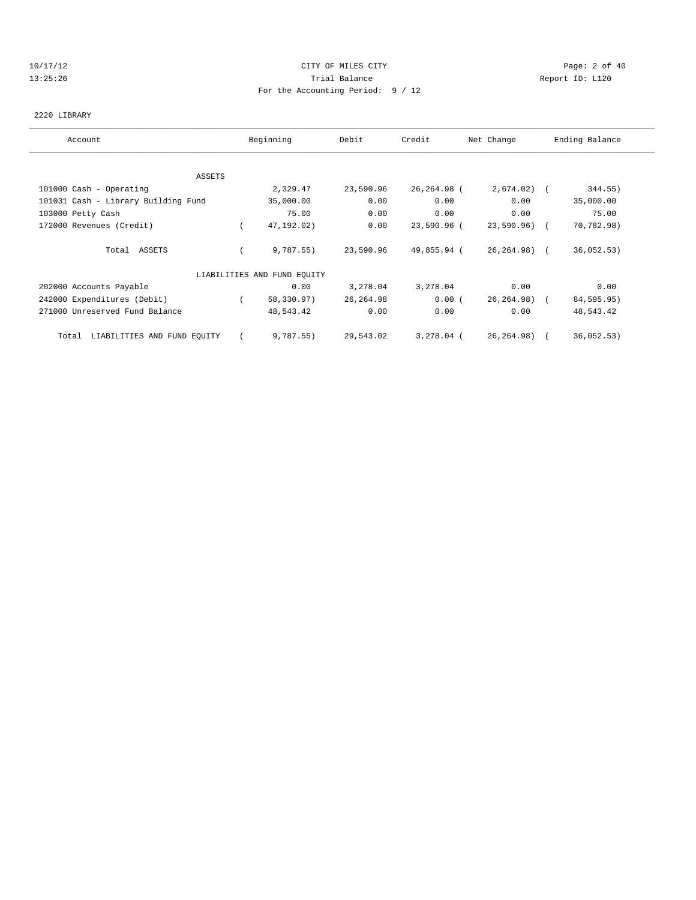CITY OF MILES CITY
Trial Balance
For the Accounting Period: 9 / 12

10/17/12
13:25:26

Report ID: L120

2220 LIBRARY

| Account | Beginning | Debit | Credit | Net Change | Ending Balance |
|---|---|---|---|---|---|
| ASSETS | | | | | |
| 101000 Cash - Operating | 2,329.47 | 23,590.96 | 26,264.98 | ( 2,674.02) | ( 344.55) |
| 101031 Cash - Library Building Fund | 35,000.00 | 0.00 | 0.00 | 0.00 | 35,000.00 |
| 103000 Petty Cash | 75.00 | 0.00 | 0.00 | 0.00 | 75.00 |
| 172000 Revenues (Credit) | ( 47,192.02) | 0.00 | 23,590.96 | ( 23,590.96) | ( 70,782.98) |
| Total ASSETS | ( 9,787.55) | 23,590.96 | 49,855.94 | ( 26,264.98) | ( 36,052.53) |
| LIABILITIES AND FUND EQUITY | | | | | |
| 202000 Accounts Payable | 0.00 | 3,278.04 | 3,278.04 | 0.00 | 0.00 |
| 242000 Expenditures (Debit) | ( 58,330.97) | 26,264.98 | 0.00 | ( 26,264.98) | ( 84,595.95) |
| 271000 Unreserved Fund Balance | 48,543.42 | 0.00 | 0.00 | 0.00 | 48,543.42 |
| Total LIABILITIES AND FUND EQUITY | ( 9,787.55) | 29,543.02 | 3,278.04 | ( 26,264.98) | ( 36,052.53) |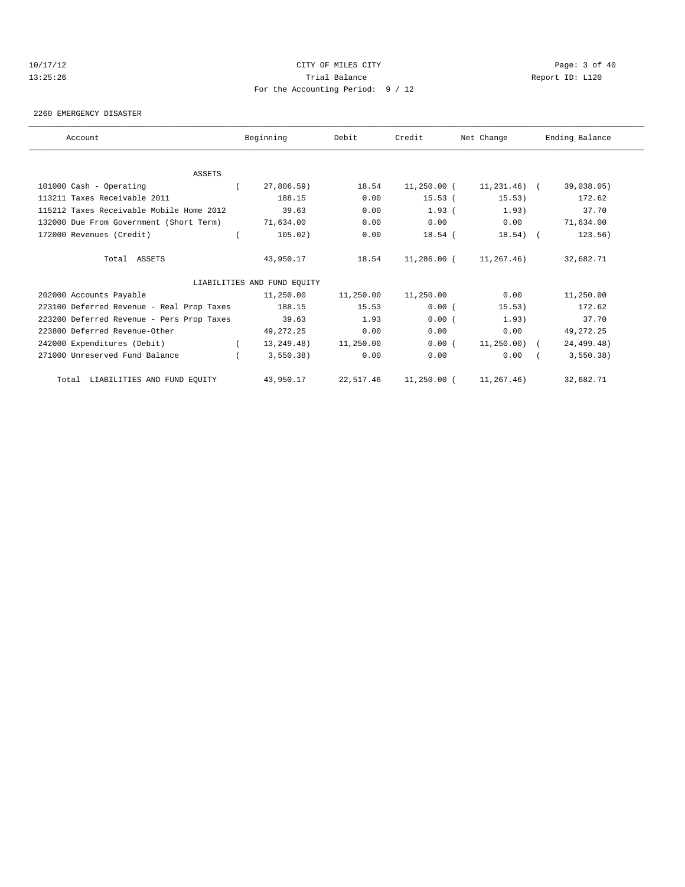CITY OF MILES CITY

Trial Balance

For the Accounting Period: 9 / 12

10/17/12 13:25:26 — Report ID: L120

2260 EMERGENCY DISASTER

| Account | Beginning | Debit | Credit | Net Change | Ending Balance |
|---|---|---|---|---|---|
| ASSETS | | | | | |
| 101000 Cash - Operating | ( 27,806.59) | 18.54 | 11,250.00 | ( 11,231.46) | ( 39,038.05) |
| 113211 Taxes Receivable 2011 | 188.15 | 0.00 | 15.53 | ( 15.53) | 172.62 |
| 115212 Taxes Receivable Mobile Home 2012 | 39.63 | 0.00 | 1.93 | ( 1.93) | 37.70 |
| 132000 Due From Government (Short Term) | 71,634.00 | 0.00 | 0.00 | 0.00 | 71,634.00 |
| 172000 Revenues (Credit) | ( 105.02) | 0.00 | 18.54 | ( 18.54) | ( 123.56) |
| Total ASSETS | 43,950.17 | 18.54 | 11,286.00 | ( 11,267.46) | 32,682.71 |
| LIABILITIES AND FUND EQUITY | | | | | |
| 202000 Accounts Payable | 11,250.00 | 11,250.00 | 11,250.00 | 0.00 | 11,250.00 |
| 223100 Deferred Revenue - Real Prop Taxes | 188.15 | 15.53 | 0.00 | ( 15.53) | 172.62 |
| 223200 Deferred Revenue - Pers Prop Taxes | 39.63 | 1.93 | 0.00 | ( 1.93) | 37.70 |
| 223800 Deferred Revenue-Other | 49,272.25 | 0.00 | 0.00 | 0.00 | 49,272.25 |
| 242000 Expenditures (Debit) | ( 13,249.48) | 11,250.00 | 0.00 | ( 11,250.00) | ( 24,499.48) |
| 271000 Unreserved Fund Balance | ( 3,550.38) | 0.00 | 0.00 | 0.00 | ( 3,550.38) |
| Total LIABILITIES AND FUND EQUITY | 43,950.17 | 22,517.46 | 11,250.00 | ( 11,267.46) | 32,682.71 |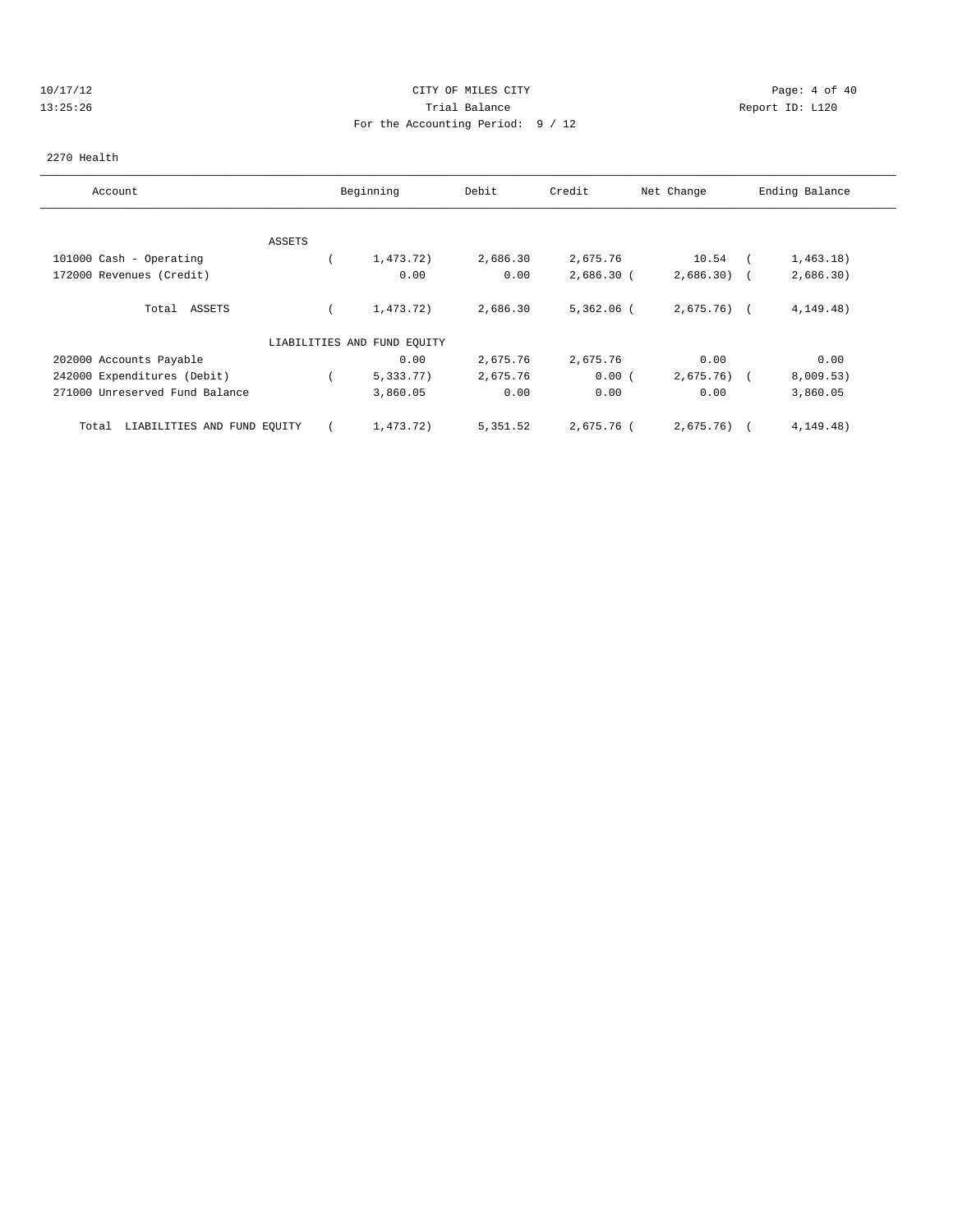CITY OF MILES CITY

Trial Balance

For the Accounting Period: 9 / 12

10/17/12 13:25:26 Report ID: L120

2270 Health

| Account | Beginning | Debit | Credit | Net Change | Ending Balance |
|---|---|---|---|---|---|
| ASSETS | | | | | |
| 101000 Cash - Operating | ( 1,473.72) | 2,686.30 | 2,675.76 | 10.54 | ( 1,463.18) |
| 172000 Revenues (Credit) | 0.00 | 0.00 | 2,686.30 | ( 2,686.30) | ( 2,686.30) |
| Total ASSETS | ( 1,473.72) | 2,686.30 | 5,362.06 | ( 2,675.76) | ( 4,149.48) |
| LIABILITIES AND FUND EQUITY | | | | | |
| 202000 Accounts Payable | 0.00 | 2,675.76 | 2,675.76 | 0.00 | 0.00 |
| 242000 Expenditures (Debit) | ( 5,333.77) | 2,675.76 | 0.00 | ( 2,675.76) | ( 8,009.53) |
| 271000 Unreserved Fund Balance | 3,860.05 | 0.00 | 0.00 | 0.00 | 3,860.05 |
| Total LIABILITIES AND FUND EQUITY | ( 1,473.72) | 5,351.52 | 2,675.76 | ( 2,675.76) | ( 4,149.48) |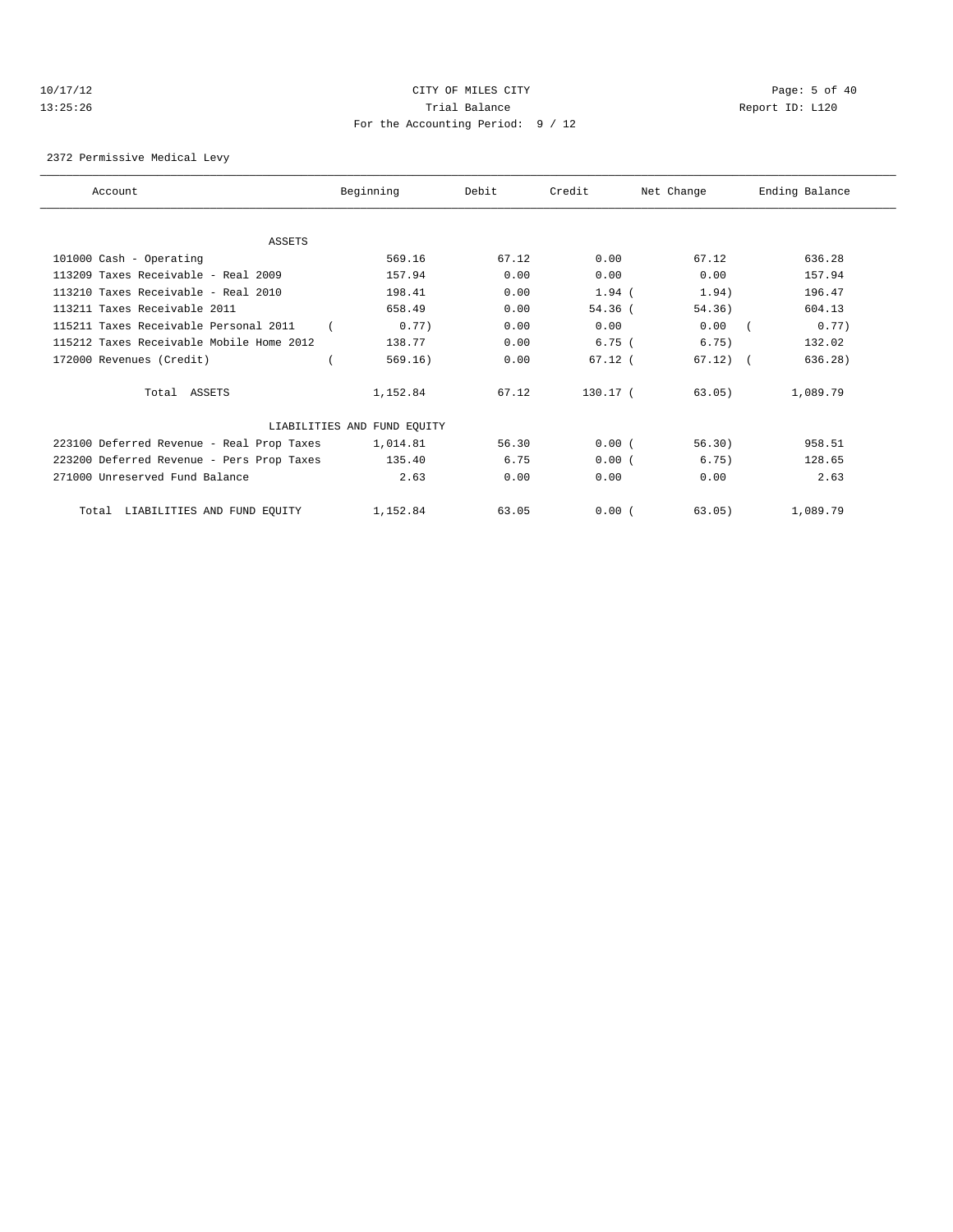CITY OF MILES CITY
Trial Balance
For the Accounting Period: 9 / 12

10/17/12
13:25:26

Report ID: L120

2372 Permissive Medical Levy

| Account | Beginning | Debit | Credit | Net Change | Ending Balance |
|---|---|---|---|---|---|
| ASSETS | | | | | |
| 101000 Cash - Operating | 569.16 | 67.12 | 0.00 | 67.12 | 636.28 |
| 113209 Taxes Receivable - Real 2009 | 157.94 | 0.00 | 0.00 | 0.00 | 157.94 |
| 113210 Taxes Receivable - Real 2010 | 198.41 | 0.00 | 1.94 | ( 1.94) | 196.47 |
| 113211 Taxes Receivable 2011 | 658.49 | 0.00 | 54.36 | ( 54.36) | 604.13 |
| 115211 Taxes Receivable Personal 2011 | ( 0.77) | 0.00 | 0.00 | 0.00 | ( 0.77) |
| 115212 Taxes Receivable Mobile Home 2012 | 138.77 | 0.00 | 6.75 | ( 6.75) | 132.02 |
| 172000 Revenues (Credit) | ( 569.16) | 0.00 | 67.12 | ( 67.12) | ( 636.28) |
| Total ASSETS | 1,152.84 | 67.12 | 130.17 | ( 63.05) | 1,089.79 |
| LIABILITIES AND FUND EQUITY | | | | | |
| 223100 Deferred Revenue - Real Prop Taxes | 1,014.81 | 56.30 | 0.00 | ( 56.30) | 958.51 |
| 223200 Deferred Revenue - Pers Prop Taxes | 135.40 | 6.75 | 0.00 | ( 6.75) | 128.65 |
| 271000 Unreserved Fund Balance | 2.63 | 0.00 | 0.00 | 0.00 | 2.63 |
| Total LIABILITIES AND FUND EQUITY | 1,152.84 | 63.05 | 0.00 | ( 63.05) | 1,089.79 |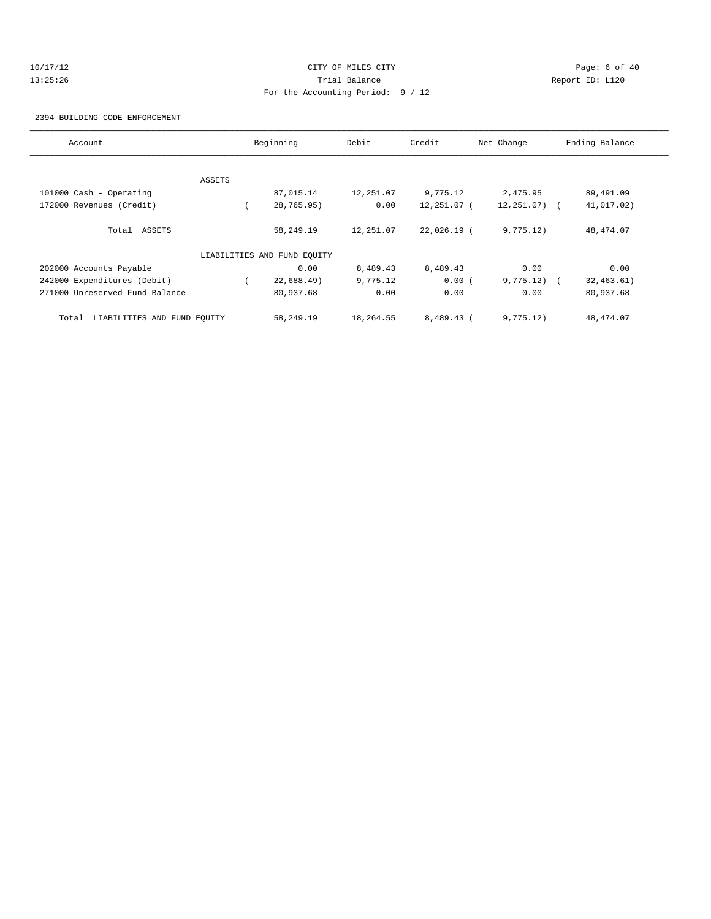CITY OF MILES CITY
Trial Balance
For the Accounting Period: 9 / 12

10/17/12
13:25:26

Report ID: L120

2394 BUILDING CODE ENFORCEMENT

| Account | Beginning | Debit | Credit | Net Change | Ending Balance |
|---|---|---|---|---|---|
| ASSETS | | | | | |
| 101000 Cash - Operating | 87,015.14 | 12,251.07 | 9,775.12 | 2,475.95 | 89,491.09 |
| 172000 Revenues (Credit) | ( 28,765.95) | 0.00 | 12,251.07 | ( 12,251.07) | ( 41,017.02) |
| Total ASSETS | 58,249.19 | 12,251.07 | 22,026.19 | ( 9,775.12) | 48,474.07 |
| LIABILITIES AND FUND EQUITY | | | | | |
| 202000 Accounts Payable | 0.00 | 8,489.43 | 8,489.43 | 0.00 | 0.00 |
| 242000 Expenditures (Debit) | ( 22,688.49) | 9,775.12 | 0.00 | ( 9,775.12) | ( 32,463.61) |
| 271000 Unreserved Fund Balance | 80,937.68 | 0.00 | 0.00 | 0.00 | 80,937.68 |
| Total LIABILITIES AND FUND EQUITY | 58,249.19 | 18,264.55 | 8,489.43 | ( 9,775.12) | 48,474.07 |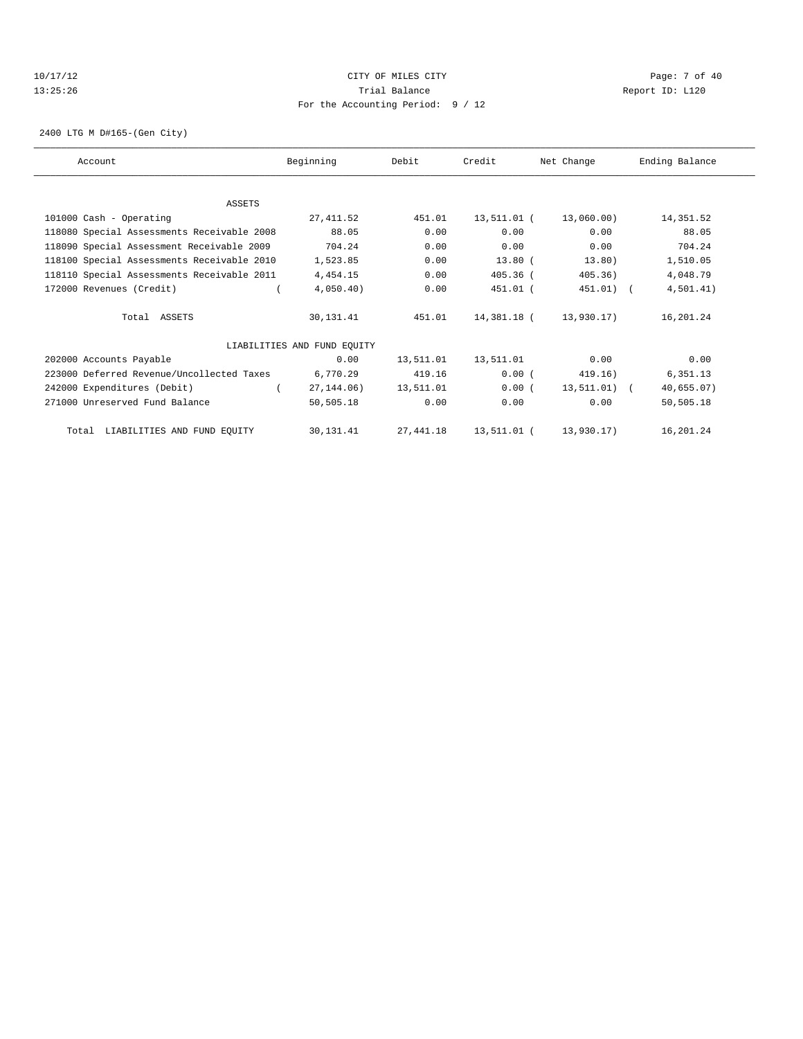10/17/12 CITY OF MILES CITY
13:25:26 Trial Balance Report ID: L120
For the Accounting Period: 9 / 12

2400 LTG M D#165-(Gen City)

| Account | Beginning | Debit | Credit | Net Change | Ending Balance |
|---|---|---|---|---|---|
| ASSETS | | | | | |
| 101000 Cash - Operating | 27,411.52 | 451.01 | 13,511.01 | ( 13,060.00) | 14,351.52 |
| 118080 Special Assessments Receivable 2008 | 88.05 | 0.00 | 0.00 | 0.00 | 88.05 |
| 118090 Special Assessment Receivable 2009 | 704.24 | 0.00 | 0.00 | 0.00 | 704.24 |
| 118100 Special Assessments Receivable 2010 | 1,523.85 | 0.00 | 13.80 | ( 13.80) | 1,510.05 |
| 118110 Special Assessments Receivable 2011 | 4,454.15 | 0.00 | 405.36 | ( 405.36) | 4,048.79 |
| 172000 Revenues (Credit) | ( 4,050.40) | 0.00 | 451.01 | ( 451.01) | ( 4,501.41) |
| Total ASSETS | 30,131.41 | 451.01 | 14,381.18 | ( 13,930.17) | 16,201.24 |
| LIABILITIES AND FUND EQUITY | | | | | |
| 202000 Accounts Payable | 0.00 | 13,511.01 | 13,511.01 | 0.00 | 0.00 |
| 223000 Deferred Revenue/Uncollected Taxes | 6,770.29 | 419.16 | 0.00 | ( 419.16) | 6,351.13 |
| 242000 Expenditures (Debit) | ( 27,144.06) | 13,511.01 | 0.00 | ( 13,511.01) | ( 40,655.07) |
| 271000 Unreserved Fund Balance | 50,505.18 | 0.00 | 0.00 | 0.00 | 50,505.18 |
| Total LIABILITIES AND FUND EQUITY | 30,131.41 | 27,441.18 | 13,511.01 | ( 13,930.17) | 16,201.24 |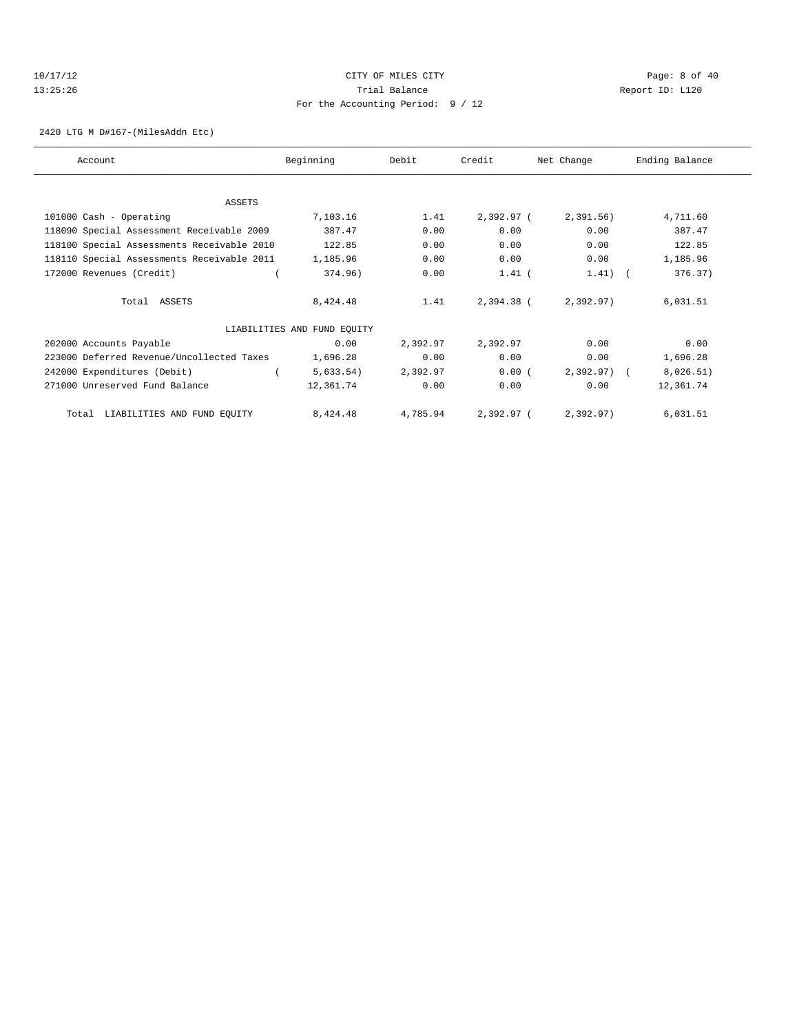CITY OF MILES CITY

Trial Balance

For the Accounting Period: 9 / 12

2420 LTG M D#167-(MilesAddn Etc)

| Account | Beginning | Debit | Credit | Net Change | Ending Balance |
|---|---|---|---|---|---|
| ASSETS | | | | | |
| 101000 Cash - Operating | 7,103.16 | 1.41 | 2,392.97 | ( 2,391.56) | 4,711.60 |
| 118090 Special Assessment Receivable 2009 | 387.47 | 0.00 | 0.00 | 0.00 | 387.47 |
| 118100 Special Assessments Receivable 2010 | 122.85 | 0.00 | 0.00 | 0.00 | 122.85 |
| 118110 Special Assessments Receivable 2011 | 1,185.96 | 0.00 | 0.00 | 0.00 | 1,185.96 |
| 172000 Revenues (Credit) | ( 374.96) | 0.00 | 1.41 | ( 1.41) | ( 376.37) |
| Total ASSETS | 8,424.48 | 1.41 | 2,394.38 | ( 2,392.97) | 6,031.51 |
| LIABILITIES AND FUND EQUITY | | | | | |
| 202000 Accounts Payable | 0.00 | 2,392.97 | 2,392.97 | 0.00 | 0.00 |
| 223000 Deferred Revenue/Uncollected Taxes | 1,696.28 | 0.00 | 0.00 | 0.00 | 1,696.28 |
| 242000 Expenditures (Debit) | ( 5,633.54) | 2,392.97 | 0.00 | ( 2,392.97) | ( 8,026.51) |
| 271000 Unreserved Fund Balance | 12,361.74 | 0.00 | 0.00 | 0.00 | 12,361.74 |
| Total LIABILITIES AND FUND EQUITY | 8,424.48 | 4,785.94 | 2,392.97 | ( 2,392.97) | 6,031.51 |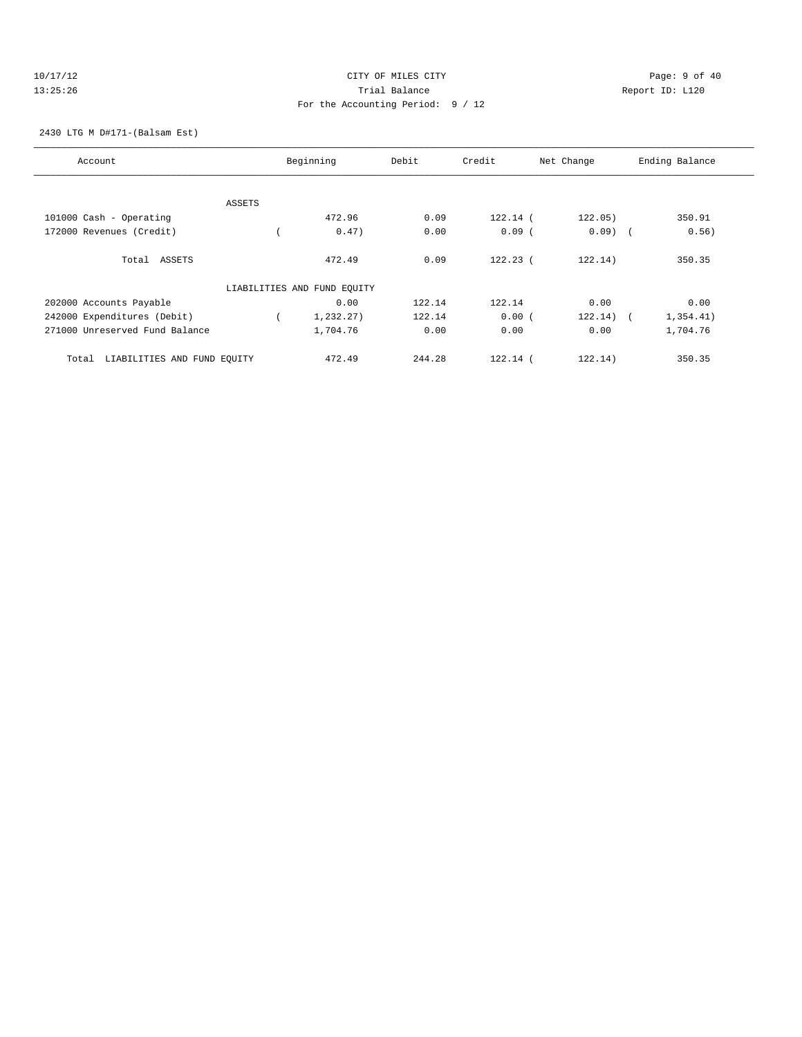CITY OF MILES CITY
Trial Balance
For the Accounting Period: 9 / 12

10/17/12
13:25:26

Report ID: L120

2430 LTG M D#171-(Balsam Est)

| Account | Beginning | Debit | Credit | Net Change | Ending Balance |
|---|---|---|---|---|---|
| ASSETS | | | | | |
| 101000 Cash - Operating | 472.96 | 0.09 | 122.14 | ( 122.05) | 350.91 |
| 172000 Revenues (Credit) | ( 0.47) | 0.00 | 0.09 | ( 0.09) | ( 0.56) |
| Total ASSETS | 472.49 | 0.09 | 122.23 | ( 122.14) | 350.35 |
| LIABILITIES AND FUND EQUITY | | | | | |
| 202000 Accounts Payable | 0.00 | 122.14 | 122.14 | 0.00 | 0.00 |
| 242000 Expenditures (Debit) | ( 1,232.27) | 122.14 | 0.00 | ( 122.14) | ( 1,354.41) |
| 271000 Unreserved Fund Balance | 1,704.76 | 0.00 | 0.00 | 0.00 | 1,704.76 |
| Total LIABILITIES AND FUND EQUITY | 472.49 | 244.28 | 122.14 | ( 122.14) | 350.35 |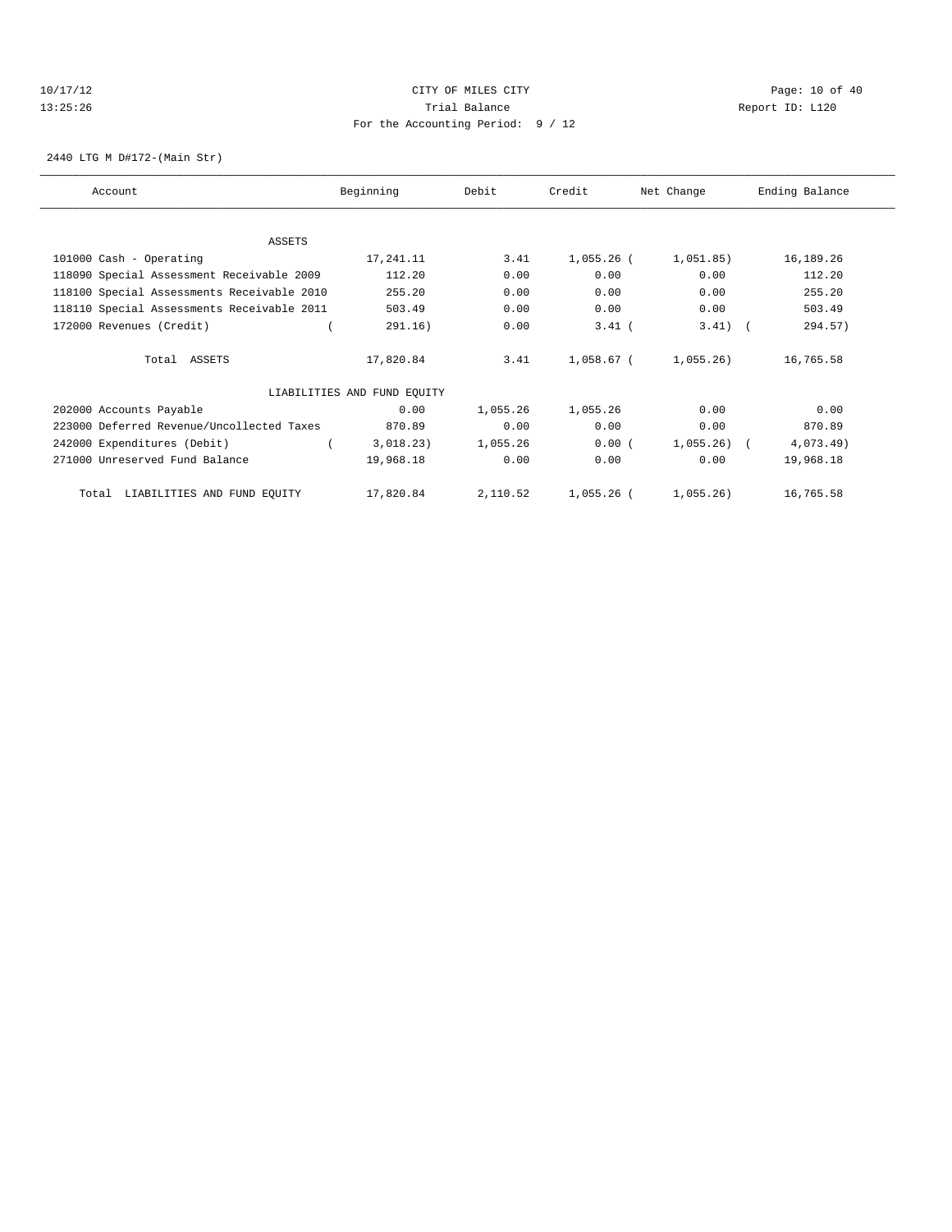CITY OF MILES CITY
Trial Balance
For the Accounting Period: 9 / 12

10/17/12
13:25:26

Report ID: L120

2440 LTG M D#172-(Main Str)

| Account | Beginning | Debit | Credit | Net Change | Ending Balance |
|---|---|---|---|---|---|
| ASSETS | | | | | |
| 101000 Cash - Operating | 17,241.11 | 3.41 | 1,055.26 | (1,051.85) | 16,189.26 |
| 118090 Special Assessment Receivable 2009 | 112.20 | 0.00 | 0.00 | 0.00 | 112.20 |
| 118100 Special Assessments Receivable 2010 | 255.20 | 0.00 | 0.00 | 0.00 | 255.20 |
| 118110 Special Assessments Receivable 2011 | 503.49 | 0.00 | 0.00 | 0.00 | 503.49 |
| 172000 Revenues (Credit) | (291.16) | 0.00 | 3.41 | (3.41) | (294.57) |
| Total ASSETS | 17,820.84 | 3.41 | 1,058.67 | (1,055.26) | 16,765.58 |
| LIABILITIES AND FUND EQUITY | | | | | |
| 202000 Accounts Payable | 0.00 | 1,055.26 | 1,055.26 | 0.00 | 0.00 |
| 223000 Deferred Revenue/Uncollected Taxes | 870.89 | 0.00 | 0.00 | 0.00 | 870.89 |
| 242000 Expenditures (Debit) | (3,018.23) | 1,055.26 | 0.00 | (1,055.26) | (4,073.49) |
| 271000 Unreserved Fund Balance | 19,968.18 | 0.00 | 0.00 | 0.00 | 19,968.18 |
| Total LIABILITIES AND FUND EQUITY | 17,820.84 | 2,110.52 | 1,055.26 | (1,055.26) | 16,765.58 |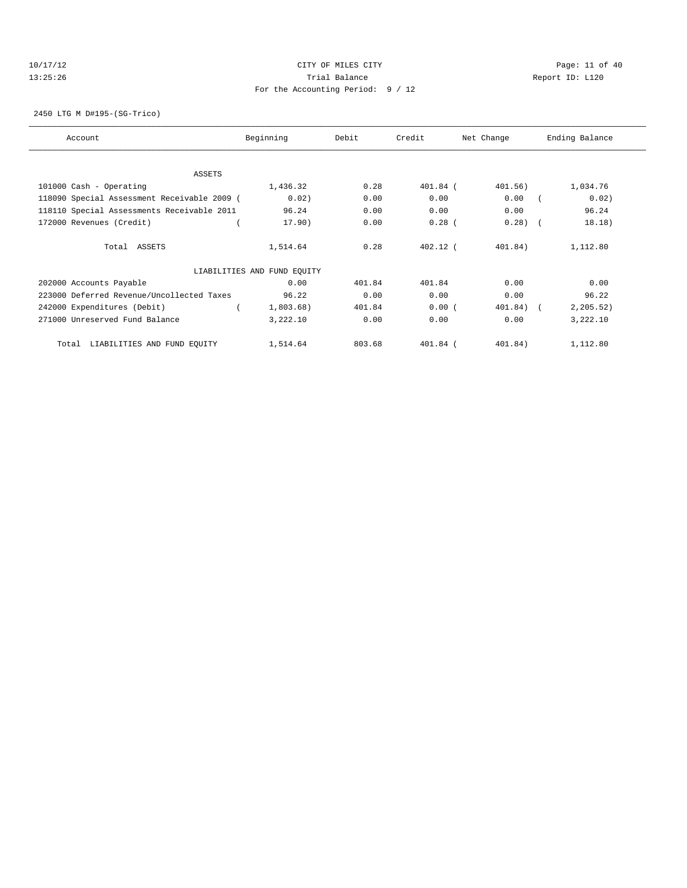CITY OF MILES CITY

Trial Balance

For the Accounting Period: 9 / 12

10/17/12 13:25:26 — Report ID: L120

2450 LTG M D#195-(SG-Trico)

| Account | Beginning | Debit | Credit | Net Change | Ending Balance |
|---|---|---|---|---|---|
| ASSETS | | | | | |
| 101000 Cash - Operating | 1,436.32 | 0.28 | 401.84 | (401.56) | 1,034.76 |
| 118090 Special Assessment Receivable 2009 | (0.02) | 0.00 | 0.00 | 0.00 | (0.02) |
| 118110 Special Assessments Receivable 2011 | 96.24 | 0.00 | 0.00 | 0.00 | 96.24 |
| 172000 Revenues (Credit) | (17.90) | 0.00 | 0.28 | (0.28) | (18.18) |
| Total ASSETS | 1,514.64 | 0.28 | 402.12 | (401.84) | 1,112.80 |
| LIABILITIES AND FUND EQUITY | | | | | |
| 202000 Accounts Payable | 0.00 | 401.84 | 401.84 | 0.00 | 0.00 |
| 223000 Deferred Revenue/Uncollected Taxes | 96.22 | 0.00 | 0.00 | 0.00 | 96.22 |
| 242000 Expenditures (Debit) | (1,803.68) | 401.84 | 0.00 | (401.84) | (2,205.52) |
| 271000 Unreserved Fund Balance | 3,222.10 | 0.00 | 0.00 | 0.00 | 3,222.10 |
| Total LIABILITIES AND FUND EQUITY | 1,514.64 | 803.68 | 401.84 | (401.84) | 1,112.80 |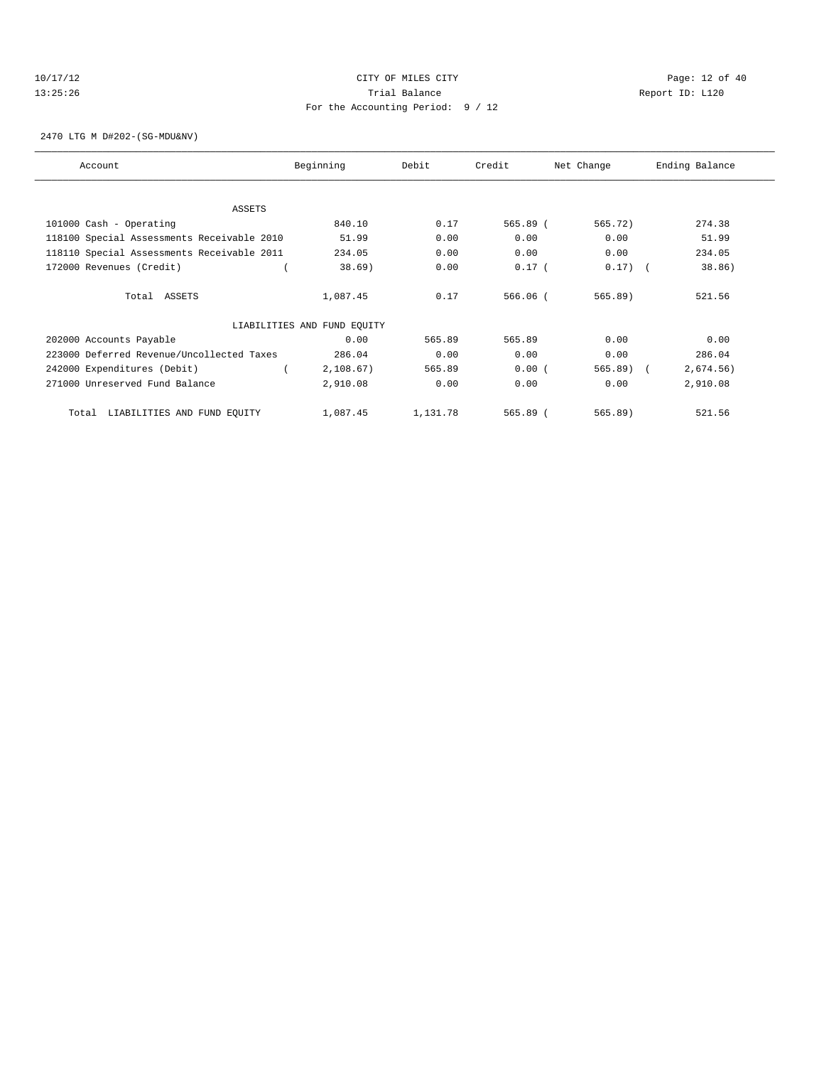CITY OF MILES CITY

Trial Balance

For the Accounting Period: 9 / 12

2470 LTG M D#202-(SG-MDU&NV)

| Account | Beginning | Debit | Credit | Net Change | Ending Balance |
|---|---|---|---|---|---|
| ASSETS | | | | | |
| 101000 Cash - Operating | 840.10 | 0.17 | 565.89 | ( 565.72) | 274.38 |
| 118100 Special Assessments Receivable 2010 | 51.99 | 0.00 | 0.00 | 0.00 | 51.99 |
| 118110 Special Assessments Receivable 2011 | 234.05 | 0.00 | 0.00 | 0.00 | 234.05 |
| 172000 Revenues (Credit) | ( 38.69) | 0.00 | 0.17 | ( 0.17) | ( 38.86) |
| Total ASSETS | 1,087.45 | 0.17 | 566.06 | ( 565.89) | 521.56 |
| LIABILITIES AND FUND EQUITY | | | | | |
| 202000 Accounts Payable | 0.00 | 565.89 | 565.89 | 0.00 | 0.00 |
| 223000 Deferred Revenue/Uncollected Taxes | 286.04 | 0.00 | 0.00 | 0.00 | 286.04 |
| 242000 Expenditures (Debit) | ( 2,108.67) | 565.89 | 0.00 | ( 565.89) | ( 2,674.56) |
| 271000 Unreserved Fund Balance | 2,910.08 | 0.00 | 0.00 | 0.00 | 2,910.08 |
| Total LIABILITIES AND FUND EQUITY | 1,087.45 | 1,131.78 | 565.89 | ( 565.89) | 521.56 |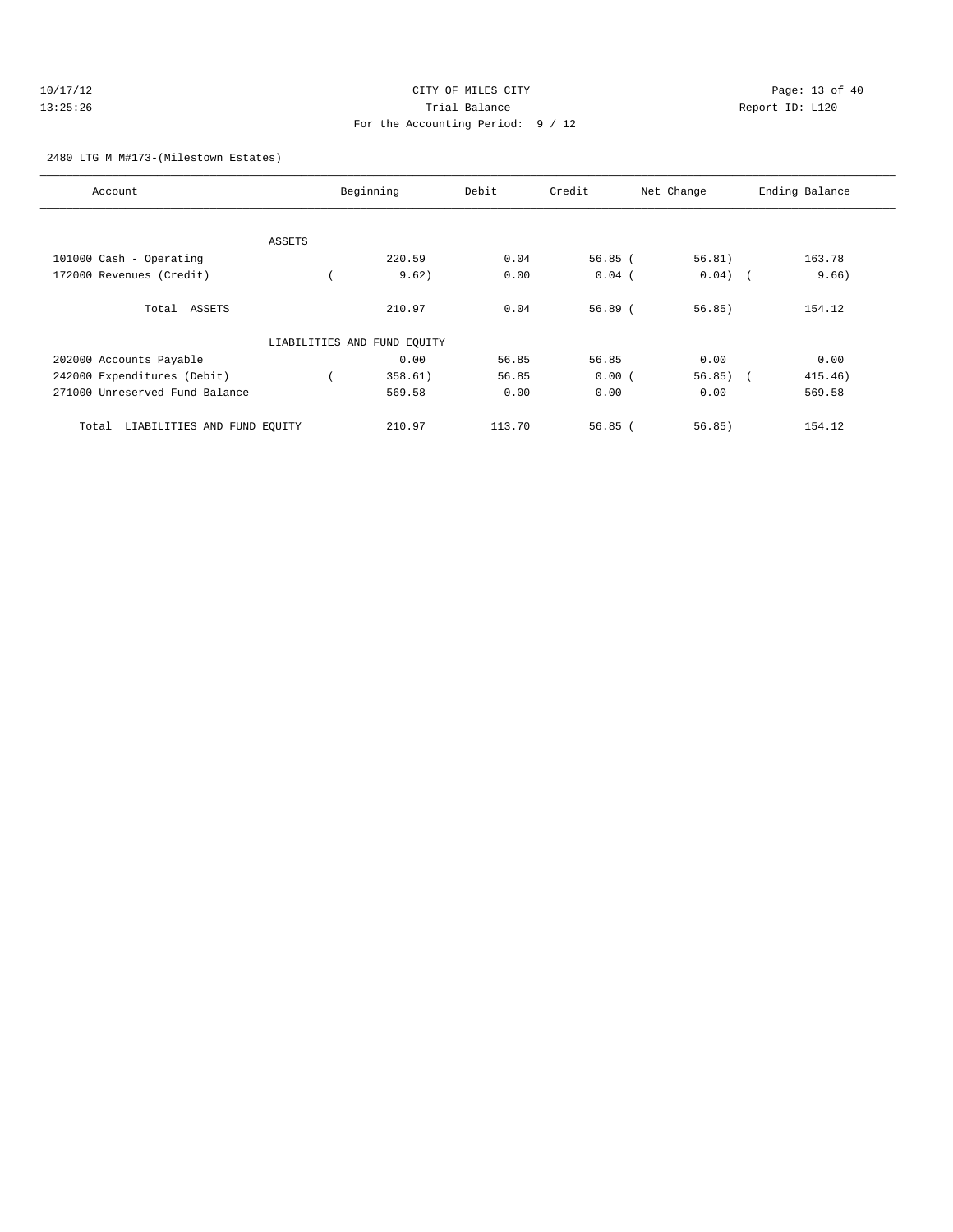CITY OF MILES CITY

Trial Balance

For the Accounting Period: 9 / 12

10/17/12 13:25:26 Report ID: L120

2480 LTG M M#173-(Milestown Estates)

| Account | Beginning | Debit | Credit | Net Change | Ending Balance |
|---|---|---|---|---|---|
| ASSETS | | | | | |
| 101000 Cash - Operating | 220.59 | 0.04 | 56.85 | ( 56.81) | 163.78 |
| 172000 Revenues (Credit) | ( 9.62) | 0.00 | 0.04 | ( 0.04) | ( 9.66) |
| Total ASSETS | 210.97 | 0.04 | 56.89 | ( 56.85) | 154.12 |
| LIABILITIES AND FUND EQUITY | | | | | |
| 202000 Accounts Payable | 0.00 | 56.85 | 56.85 | 0.00 | 0.00 |
| 242000 Expenditures (Debit) | ( 358.61) | 56.85 | 0.00 | ( 56.85) | ( 415.46) |
| 271000 Unreserved Fund Balance | 569.58 | 0.00 | 0.00 | 0.00 | 569.58 |
| Total LIABILITIES AND FUND EQUITY | 210.97 | 113.70 | 56.85 | ( 56.85) | 154.12 |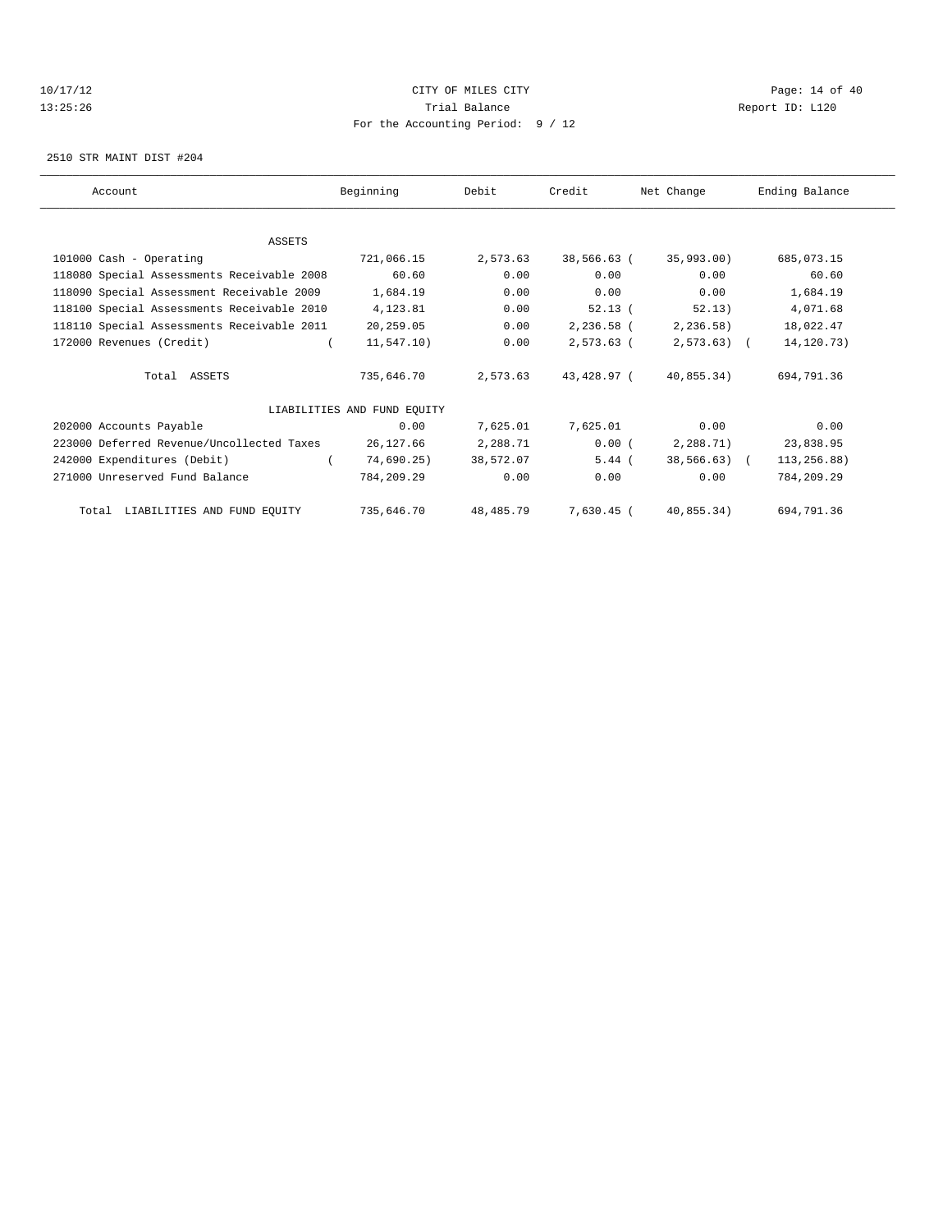10/17/12 CITY OF MILES CITY
13:25:26 Trial Balance Report ID: L120
For the Accounting Period: 9 / 12

2510 STR MAINT DIST #204

| Account | Beginning | Debit | Credit | Net Change | Ending Balance |
|---|---|---|---|---|---|
| ASSETS | | | | | |
| 101000 Cash - Operating | 721,066.15 | 2,573.63 | 38,566.63 | ( 35,993.00) | 685,073.15 |
| 118080 Special Assessments Receivable 2008 | 60.60 | 0.00 | 0.00 | 0.00 | 60.60 |
| 118090 Special Assessment Receivable 2009 | 1,684.19 | 0.00 | 0.00 | 0.00 | 1,684.19 |
| 118100 Special Assessments Receivable 2010 | 4,123.81 | 0.00 | 52.13 | ( 52.13) | 4,071.68 |
| 118110 Special Assessments Receivable 2011 | 20,259.05 | 0.00 | 2,236.58 | ( 2,236.58) | 18,022.47 |
| 172000 Revenues (Credit) | ( 11,547.10) | 0.00 | 2,573.63 | ( 2,573.63) | ( 14,120.73) |
| Total ASSETS | 735,646.70 | 2,573.63 | 43,428.97 | ( 40,855.34) | 694,791.36 |
| LIABILITIES AND FUND EQUITY | | | | | |
| 202000 Accounts Payable | 0.00 | 7,625.01 | 7,625.01 | 0.00 | 0.00 |
| 223000 Deferred Revenue/Uncollected Taxes | 26,127.66 | 2,288.71 | 0.00 | ( 2,288.71) | 23,838.95 |
| 242000 Expenditures (Debit) | ( 74,690.25) | 38,572.07 | 5.44 | ( 38,566.63) | ( 113,256.88) |
| 271000 Unreserved Fund Balance | 784,209.29 | 0.00 | 0.00 | 0.00 | 784,209.29 |
| Total LIABILITIES AND FUND EQUITY | 735,646.70 | 48,485.79 | 7,630.45 | ( 40,855.34) | 694,791.36 |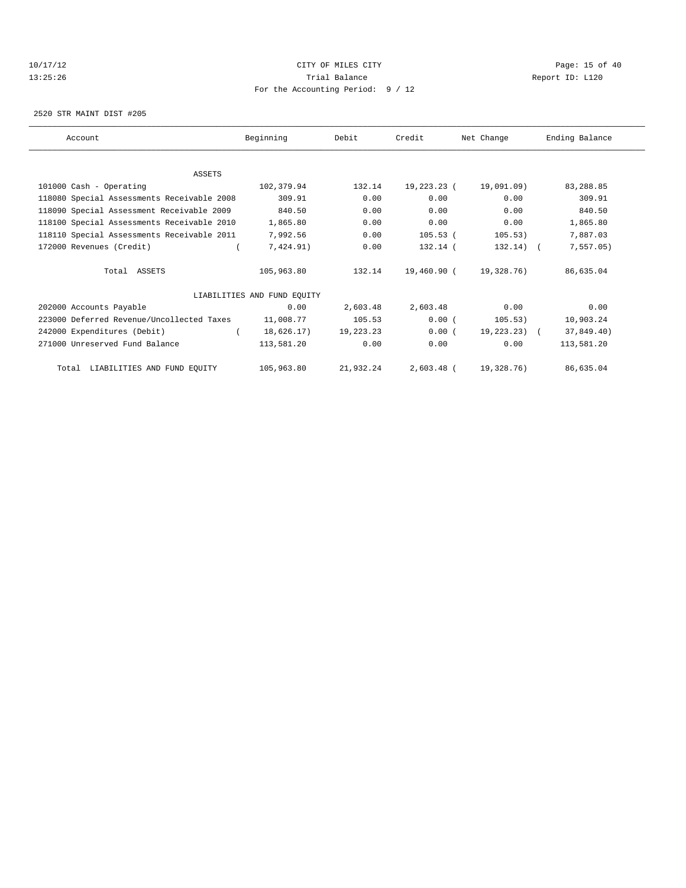10/17/12 CITY OF MILES CITY
13:25:26 Trial Balance Report ID: L120
For the Accounting Period: 9 / 12

2520 STR MAINT DIST #205

| Account | Beginning | Debit | Credit | Net Change | Ending Balance |
|---|---|---|---|---|---|
| ASSETS | | | | | |
| 101000 Cash - Operating | 102,379.94 | 132.14 | 19,223.23 | (19,091.09) | 83,288.85 |
| 118080 Special Assessments Receivable 2008 | 309.91 | 0.00 | 0.00 | 0.00 | 309.91 |
| 118090 Special Assessment Receivable 2009 | 840.50 | 0.00 | 0.00 | 0.00 | 840.50 |
| 118100 Special Assessments Receivable 2010 | 1,865.80 | 0.00 | 0.00 | 0.00 | 1,865.80 |
| 118110 Special Assessments Receivable 2011 | 7,992.56 | 0.00 | 105.53 | (105.53) | 7,887.03 |
| 172000 Revenues (Credit) | (7,424.91) | 0.00 | 132.14 | (132.14) | (7,557.05) |
| Total ASSETS | 105,963.80 | 132.14 | 19,460.90 | (19,328.76) | 86,635.04 |
| LIABILITIES AND FUND EQUITY | | | | | |
| 202000 Accounts Payable | 0.00 | 2,603.48 | 2,603.48 | 0.00 | 0.00 |
| 223000 Deferred Revenue/Uncollected Taxes | 11,008.77 | 105.53 | 0.00 | (105.53) | 10,903.24 |
| 242000 Expenditures (Debit) | (18,626.17) | 19,223.23 | 0.00 | (19,223.23) | (37,849.40) |
| 271000 Unreserved Fund Balance | 113,581.20 | 0.00 | 0.00 | 0.00 | 113,581.20 |
| Total LIABILITIES AND FUND EQUITY | 105,963.80 | 21,932.24 | 2,603.48 | (19,328.76) | 86,635.04 |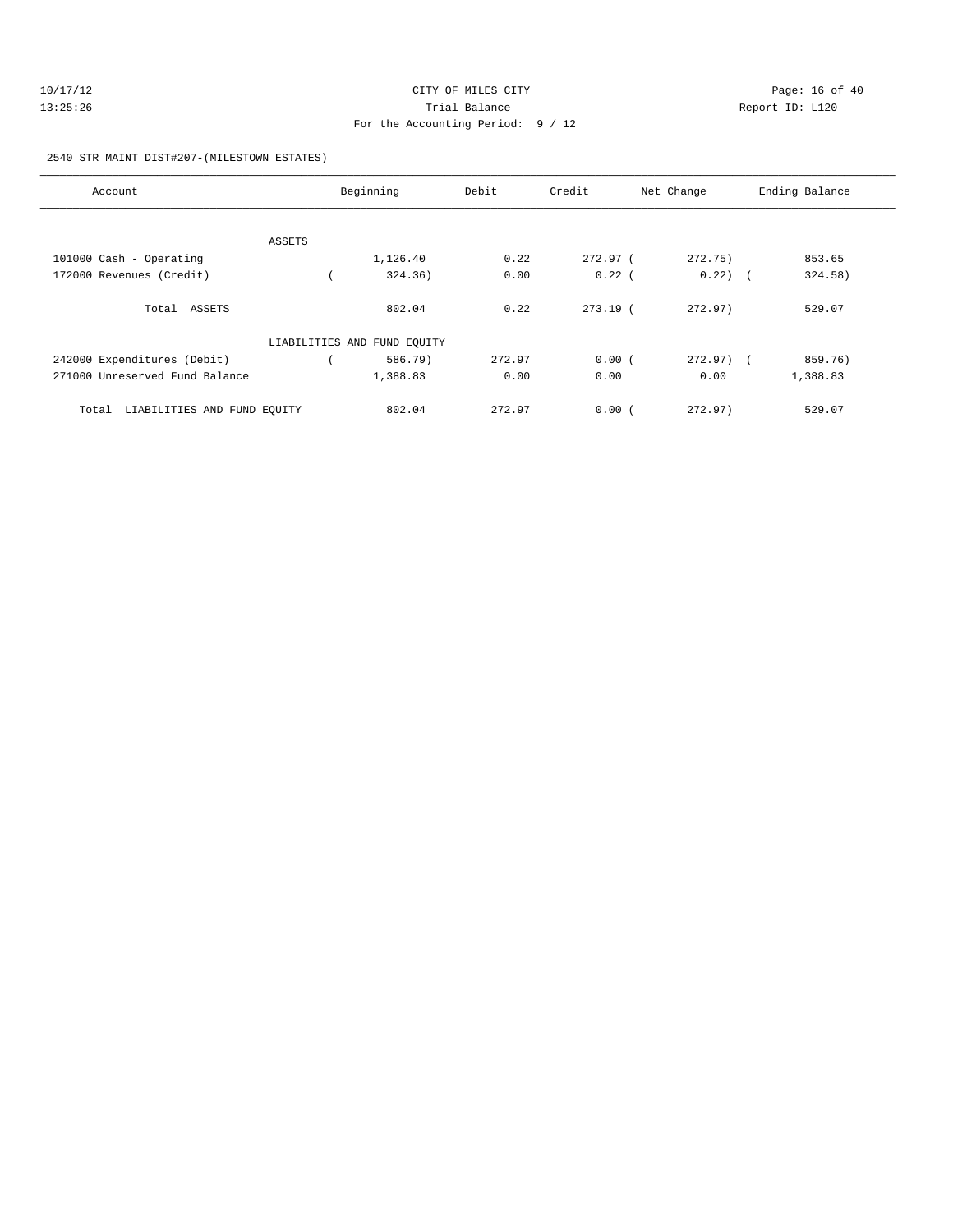CITY OF MILES CITY
Trial Balance
For the Accounting Period: 9 / 12

10/17/12
13:25:26

Report ID: L120

2540 STR MAINT DIST#207-(MILESTOWN ESTATES)

| Account | Beginning | Debit | Credit | Net Change | Ending Balance |
|---|---|---|---|---|---|
| ASSETS | | | | | |
| 101000 Cash - Operating | 1,126.40 | 0.22 | 272.97 | ( 272.75) | 853.65 |
| 172000 Revenues (Credit) | ( 324.36) | 0.00 | 0.22 | ( 0.22) | ( 324.58) |
| Total ASSETS | 802.04 | 0.22 | 273.19 | ( 272.97) | 529.07 |
| LIABILITIES AND FUND EQUITY | | | | | |
| 242000 Expenditures (Debit) | ( 586.79) | 272.97 | 0.00 | ( 272.97) | ( 859.76) |
| 271000 Unreserved Fund Balance | 1,388.83 | 0.00 | 0.00 | 0.00 | 1,388.83 |
| Total LIABILITIES AND FUND EQUITY | 802.04 | 272.97 | 0.00 | ( 272.97) | 529.07 |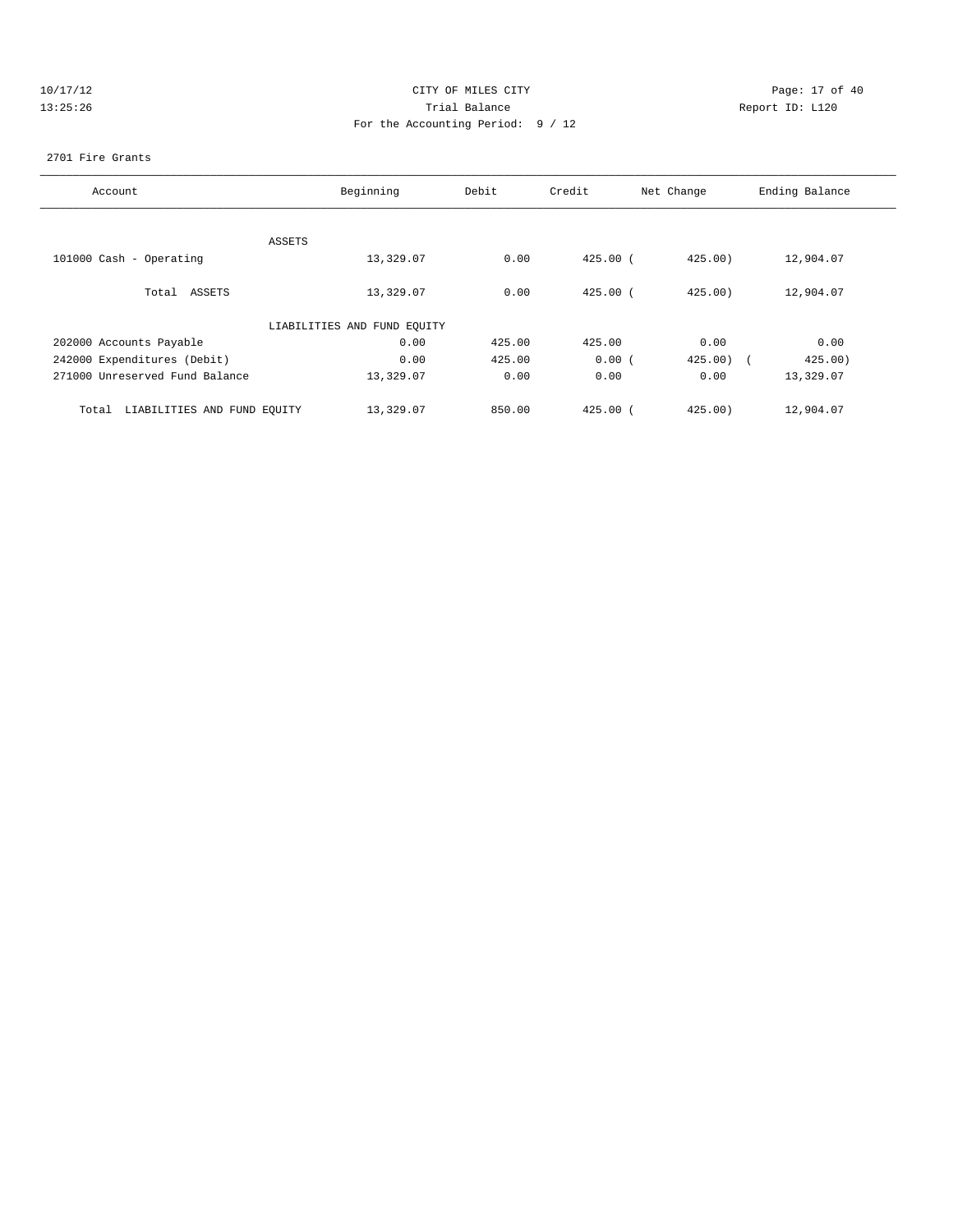CITY OF MILES CITY
Trial Balance
For the Accounting Period: 9 / 12

10/17/12
13:25:26

Report ID: L120

2701 Fire Grants

| Account | Beginning | Debit | Credit | Net Change | Ending Balance |
|---|---|---|---|---|---|
| ASSETS | | | | | |
| 101000 Cash - Operating | 13,329.07 | 0.00 | 425.00 | ( 425.00) | 12,904.07 |
| Total ASSETS | 13,329.07 | 0.00 | 425.00 | ( 425.00) | 12,904.07 |
| LIABILITIES AND FUND EQUITY | | | | | |
| 202000 Accounts Payable | 0.00 | 425.00 | 425.00 | 0.00 | 0.00 |
| 242000 Expenditures (Debit) | 0.00 | 425.00 | 0.00 | ( 425.00) | ( 425.00) |
| 271000 Unreserved Fund Balance | 13,329.07 | 0.00 | 0.00 | 0.00 | 13,329.07 |
| Total LIABILITIES AND FUND EQUITY | 13,329.07 | 850.00 | 425.00 | ( 425.00) | 12,904.07 |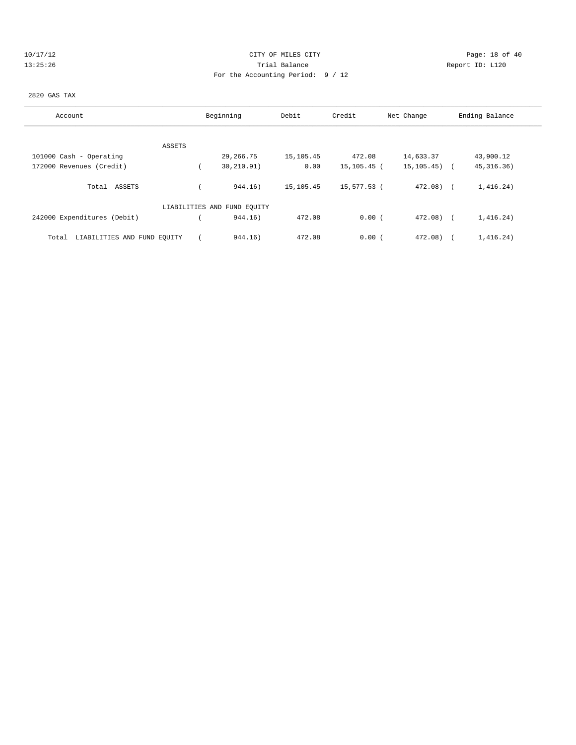CITY OF MILES CITY

Trial Balance

For the Accounting Period: 9 / 12

10/17/12
13:25:26

Report ID: L120

2820 GAS TAX

| Account | Beginning | Debit | Credit | Net Change | Ending Balance |
|---|---|---|---|---|---|
| ASSETS | | | | | |
| 101000 Cash - Operating | 29,266.75 | 15,105.45 | 472.08 | 14,633.37 | 43,900.12 |
| 172000 Revenues (Credit) | ( 30,210.91) | 0.00 | 15,105.45 | ( 15,105.45) | ( 45,316.36) |
| Total ASSETS | ( 944.16) | 15,105.45 | 15,577.53 | ( 472.08) | ( 1,416.24) |
| LIABILITIES AND FUND EQUITY | | | | | |
| 242000 Expenditures (Debit) | ( 944.16) | 472.08 | 0.00 | ( 472.08) | ( 1,416.24) |
| Total LIABILITIES AND FUND EQUITY | ( 944.16) | 472.08 | 0.00 | ( 472.08) | ( 1,416.24) |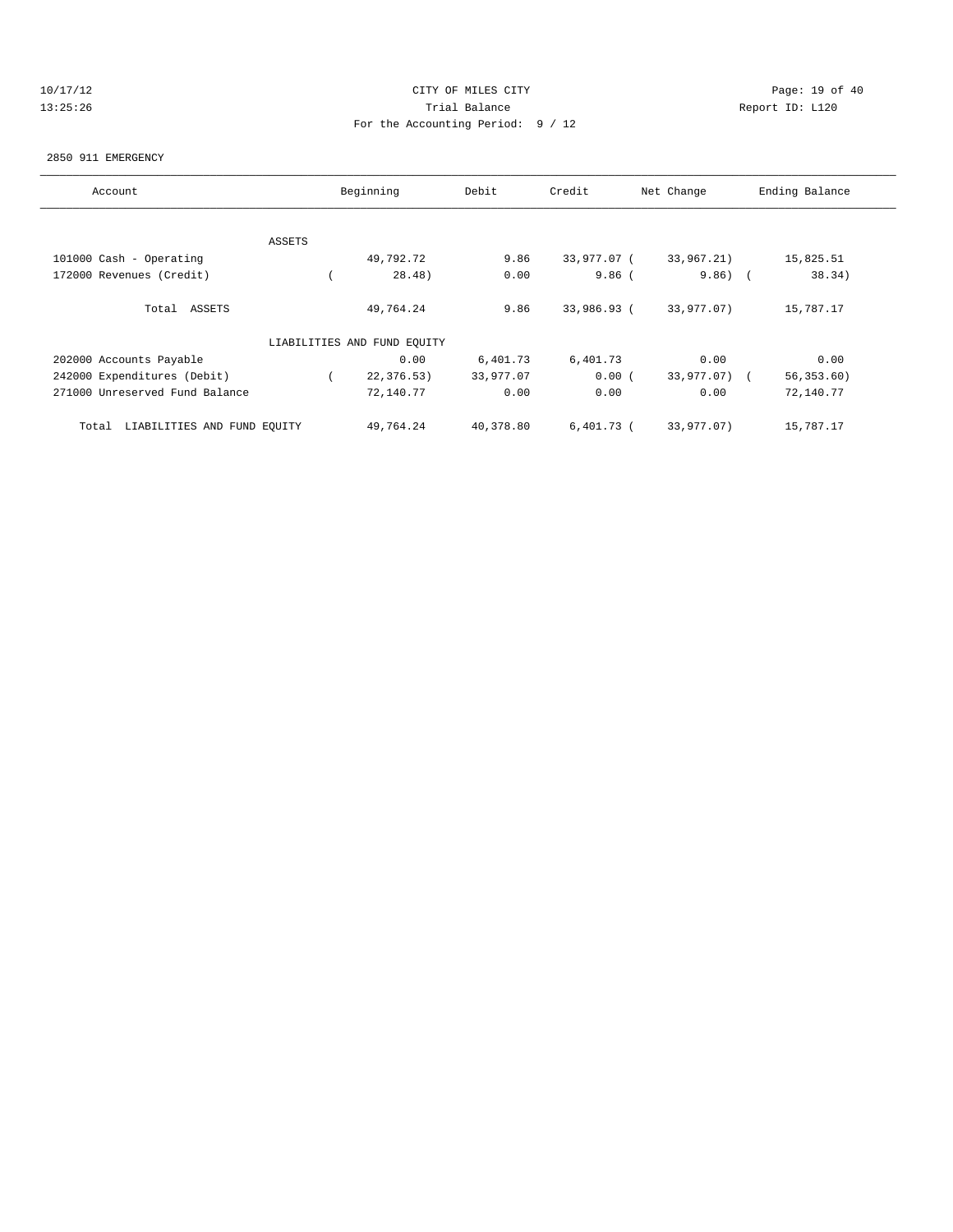10/17/12 CITY OF MILES CITY
13:25:26 Trial Balance Report ID: L120
For the Accounting Period: 9 / 12

2850 911 EMERGENCY

| Account | Beginning | Debit | Credit | Net Change | Ending Balance |
|---|---|---|---|---|---|
| ASSETS | | | | | |
| 101000 Cash - Operating | 49,792.72 | 9.86 | 33,977.07 | ( 33,967.21) | 15,825.51 |
| 172000 Revenues (Credit) | ( 28.48) | 0.00 | 9.86 | ( 9.86) | ( 38.34) |
| Total ASSETS | 49,764.24 | 9.86 | 33,986.93 | ( 33,977.07) | 15,787.17 |
| LIABILITIES AND FUND EQUITY | | | | | |
| 202000 Accounts Payable | 0.00 | 6,401.73 | 6,401.73 | 0.00 | 0.00 |
| 242000 Expenditures (Debit) | ( 22,376.53) | 33,977.07 | 0.00 | ( 33,977.07) | ( 56,353.60) |
| 271000 Unreserved Fund Balance | 72,140.77 | 0.00 | 0.00 | 0.00 | 72,140.77 |
| Total LIABILITIES AND FUND EQUITY | 49,764.24 | 40,378.80 | 6,401.73 | ( 33,977.07) | 15,787.17 |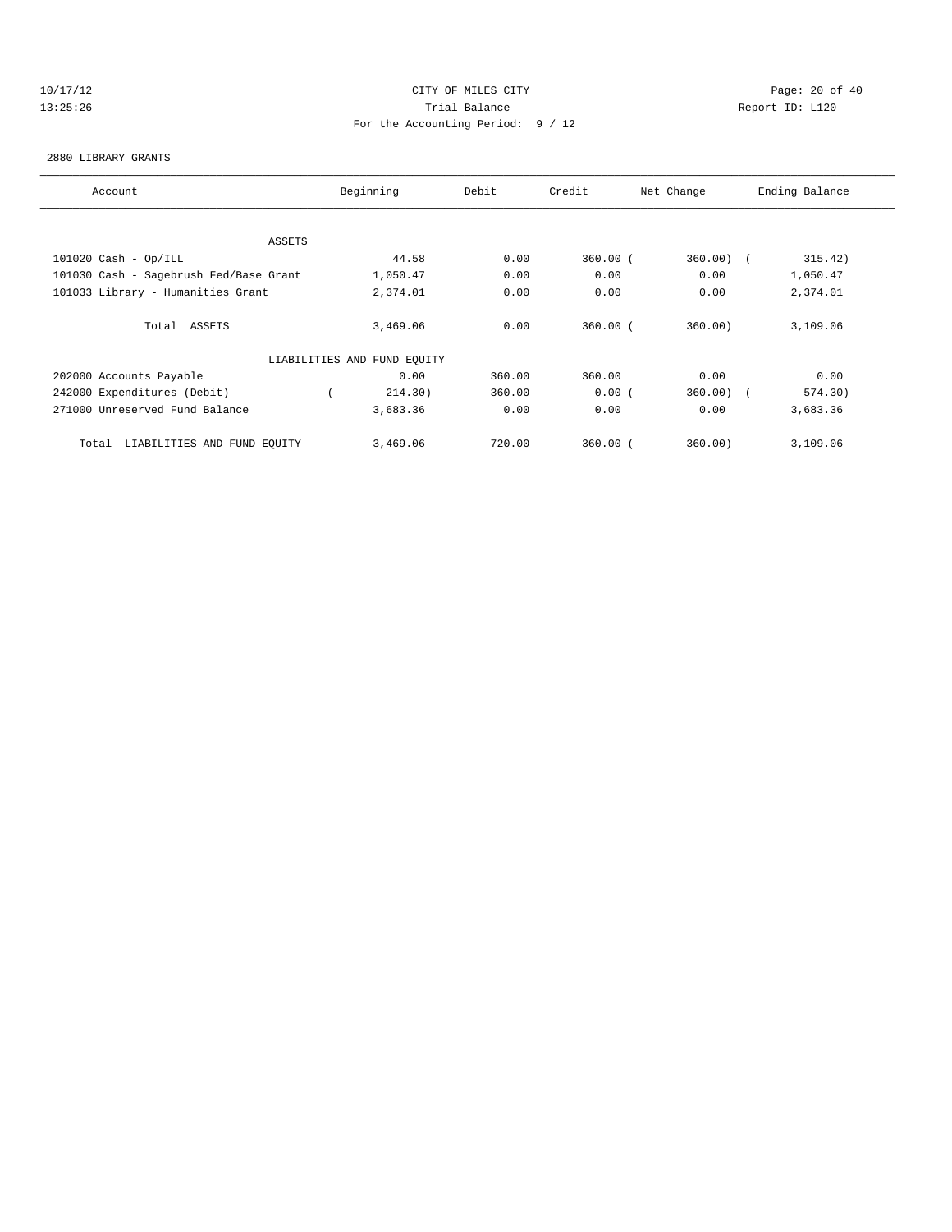10/17/12 CITY OF MILES CITY
13:25:26 Trial Balance Report ID: L120
For the Accounting Period: 9 / 12

2880 LIBRARY GRANTS

| Account | Beginning | Debit | Credit | Net Change | Ending Balance |
|---|---|---|---|---|---|
| ASSETS | | | | | |
| 101020 Cash - Op/ILL | 44.58 | 0.00 | 360.00 | (360.00) | (315.42) |
| 101030 Cash - Sagebrush Fed/Base Grant | 1,050.47 | 0.00 | 0.00 | 0.00 | 1,050.47 |
| 101033 Library - Humanities Grant | 2,374.01 | 0.00 | 0.00 | 0.00 | 2,374.01 |
| Total ASSETS | 3,469.06 | 0.00 | 360.00 | (360.00) | 3,109.06 |
| LIABILITIES AND FUND EQUITY | | | | | |
| 202000 Accounts Payable | 0.00 | 360.00 | 360.00 | 0.00 | 0.00 |
| 242000 Expenditures (Debit) | (214.30) | 360.00 | 0.00 | (360.00) | (574.30) |
| 271000 Unreserved Fund Balance | 3,683.36 | 0.00 | 0.00 | 0.00 | 3,683.36 |
| Total LIABILITIES AND FUND EQUITY | 3,469.06 | 720.00 | 360.00 | (360.00) | 3,109.06 |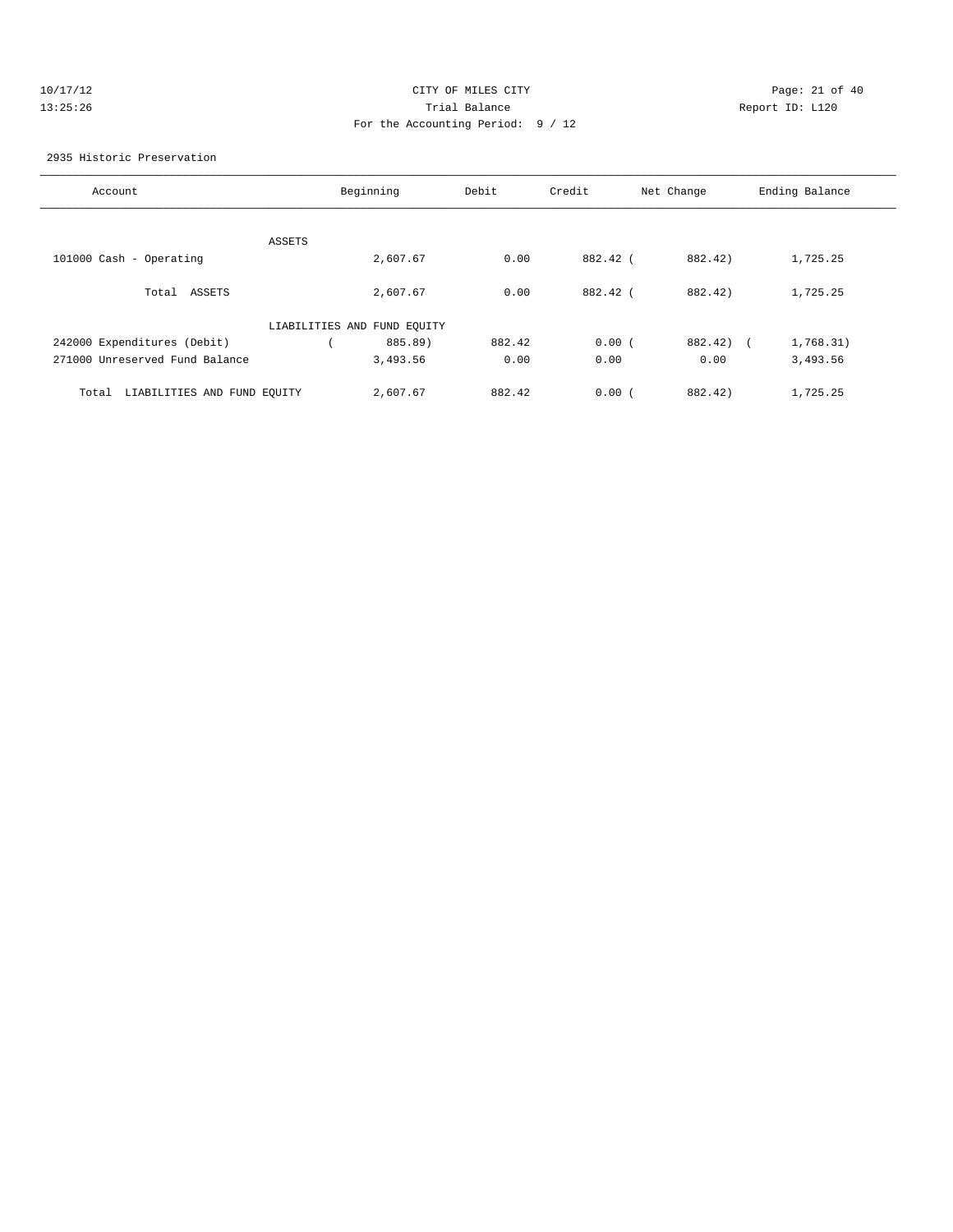CITY OF MILES CITY

Trial Balance

For the Accounting Period: 9 / 12

2935 Historic Preservation

| Account | Beginning | Debit | Credit | Net Change | Ending Balance |
|---|---|---|---|---|---|
| ASSETS | | | | | |
| 101000 Cash - Operating | 2,607.67 | 0.00 | 882.42 | (882.42) | 1,725.25 |
| Total ASSETS | 2,607.67 | 0.00 | 882.42 | (882.42) | 1,725.25 |
| LIABILITIES AND FUND EQUITY | | | | | |
| 242000 Expenditures (Debit) | (885.89) | 882.42 | 0.00 | (882.42) | (1,768.31) |
| 271000 Unreserved Fund Balance | 3,493.56 | 0.00 | 0.00 | 0.00 | 3,493.56 |
| Total LIABILITIES AND FUND EQUITY | 2,607.67 | 882.42 | 0.00 | (882.42) | 1,725.25 |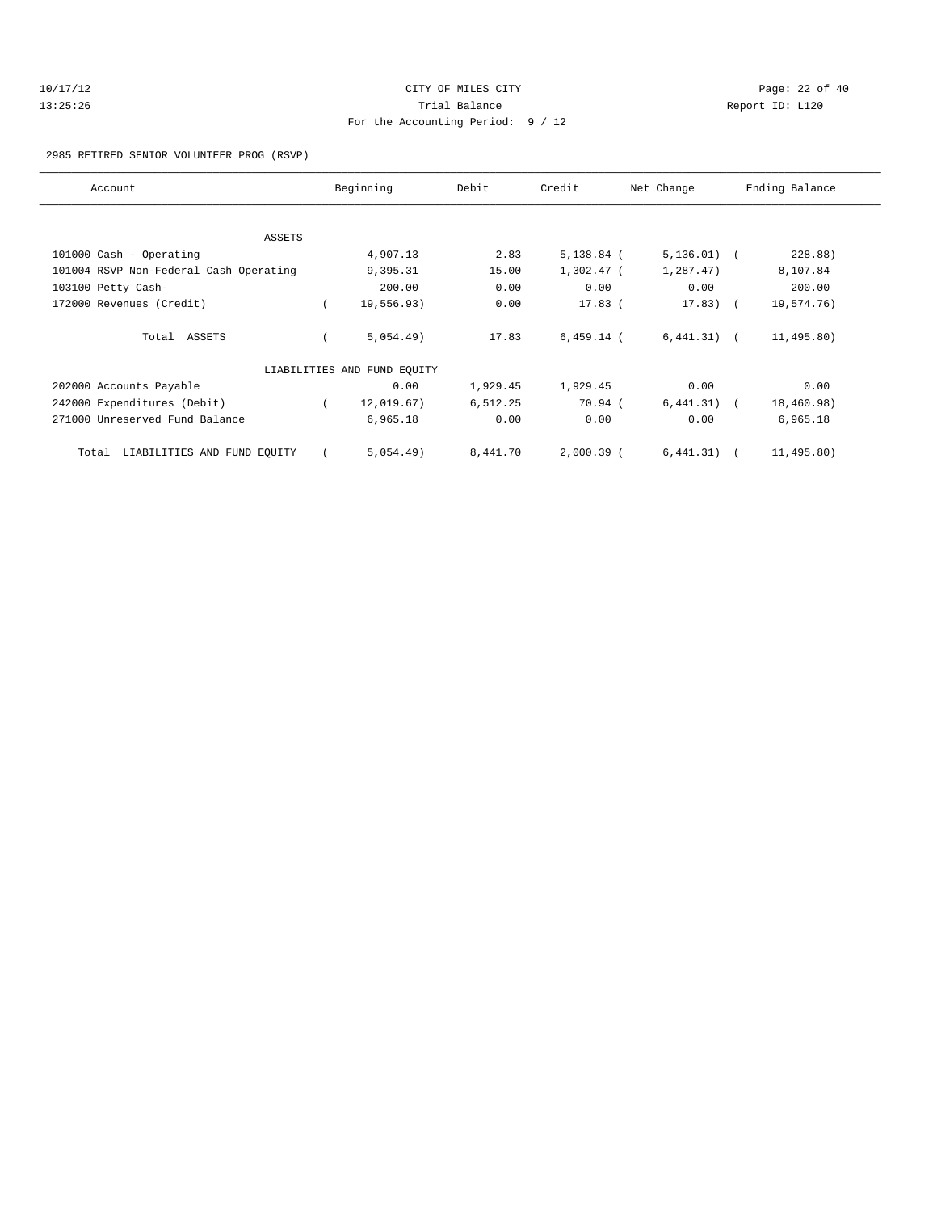CITY OF MILES CITY
Trial Balance
For the Accounting Period: 9 / 12

10/17/12
13:25:26
Report ID: L120

2985 RETIRED SENIOR VOLUNTEER PROG (RSVP)

| Account | Beginning | Debit | Credit | Net Change | Ending Balance |
|---|---|---|---|---|---|
| ASSETS | | | | | |
| 101000 Cash - Operating | 4,907.13 | 2.83 | 5,138.84 | ( 5,136.01) | ( 228.88) |
| 101004 RSVP Non-Federal Cash Operating | 9,395.31 | 15.00 | 1,302.47 | ( 1,287.47) | 8,107.84 |
| 103100 Petty Cash- | 200.00 | 0.00 | 0.00 | 0.00 | 200.00 |
| 172000 Revenues (Credit) | ( 19,556.93) | 0.00 | 17.83 | ( 17.83) | ( 19,574.76) |
| Total ASSETS | ( 5,054.49) | 17.83 | 6,459.14 | ( 6,441.31) | ( 11,495.80) |
| LIABILITIES AND FUND EQUITY | | | | | |
| 202000 Accounts Payable | 0.00 | 1,929.45 | 1,929.45 | 0.00 | 0.00 |
| 242000 Expenditures (Debit) | ( 12,019.67) | 6,512.25 | 70.94 | ( 6,441.31) | ( 18,460.98) |
| 271000 Unreserved Fund Balance | 6,965.18 | 0.00 | 0.00 | 0.00 | 6,965.18 |
| Total LIABILITIES AND FUND EQUITY | ( 5,054.49) | 8,441.70 | 2,000.39 | ( 6,441.31) | ( 11,495.80) |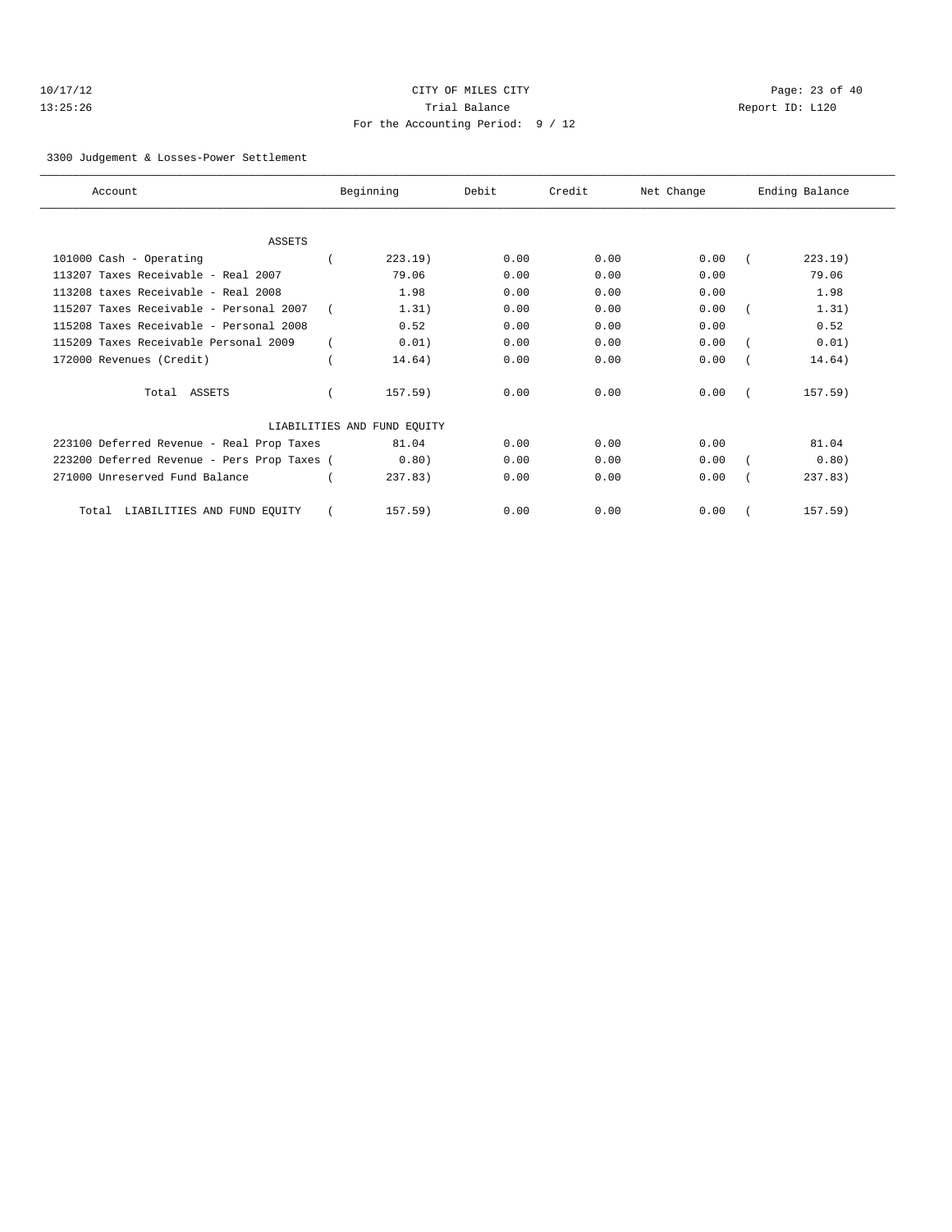CITY OF MILES CITY
Trial Balance
For the Accounting Period: 9 / 12

10/17/12
13:25:26

Report ID: L120

3300 Judgement & Losses-Power Settlement

| Account | Beginning | Debit | Credit | Net Change | Ending Balance |
|---|---|---|---|---|---|
| ASSETS | | | | | |
| 101000 Cash - Operating | ( 223.19) | 0.00 | 0.00 | 0.00 | ( 223.19) |
| 113207 Taxes Receivable - Real 2007 | 79.06 | 0.00 | 0.00 | 0.00 | 79.06 |
| 113208 taxes Receivable - Real 2008 | 1.98 | 0.00 | 0.00 | 0.00 | 1.98 |
| 115207 Taxes Receivable - Personal 2007 | ( 1.31) | 0.00 | 0.00 | 0.00 | ( 1.31) |
| 115208 Taxes Receivable - Personal 2008 | 0.52 | 0.00 | 0.00 | 0.00 | 0.52 |
| 115209 Taxes Receivable Personal 2009 | ( 0.01) | 0.00 | 0.00 | 0.00 | ( 0.01) |
| 172000 Revenues (Credit) | ( 14.64) | 0.00 | 0.00 | 0.00 | ( 14.64) |
| Total ASSETS | ( 157.59) | 0.00 | 0.00 | 0.00 | ( 157.59) |
| LIABILITIES AND FUND EQUITY | | | | | |
| 223100 Deferred Revenue - Real Prop Taxes | 81.04 | 0.00 | 0.00 | 0.00 | 81.04 |
| 223200 Deferred Revenue - Pers Prop Taxes | ( 0.80) | 0.00 | 0.00 | 0.00 | ( 0.80) |
| 271000 Unreserved Fund Balance | ( 237.83) | 0.00 | 0.00 | 0.00 | ( 237.83) |
| Total LIABILITIES AND FUND EQUITY | ( 157.59) | 0.00 | 0.00 | 0.00 | ( 157.59) |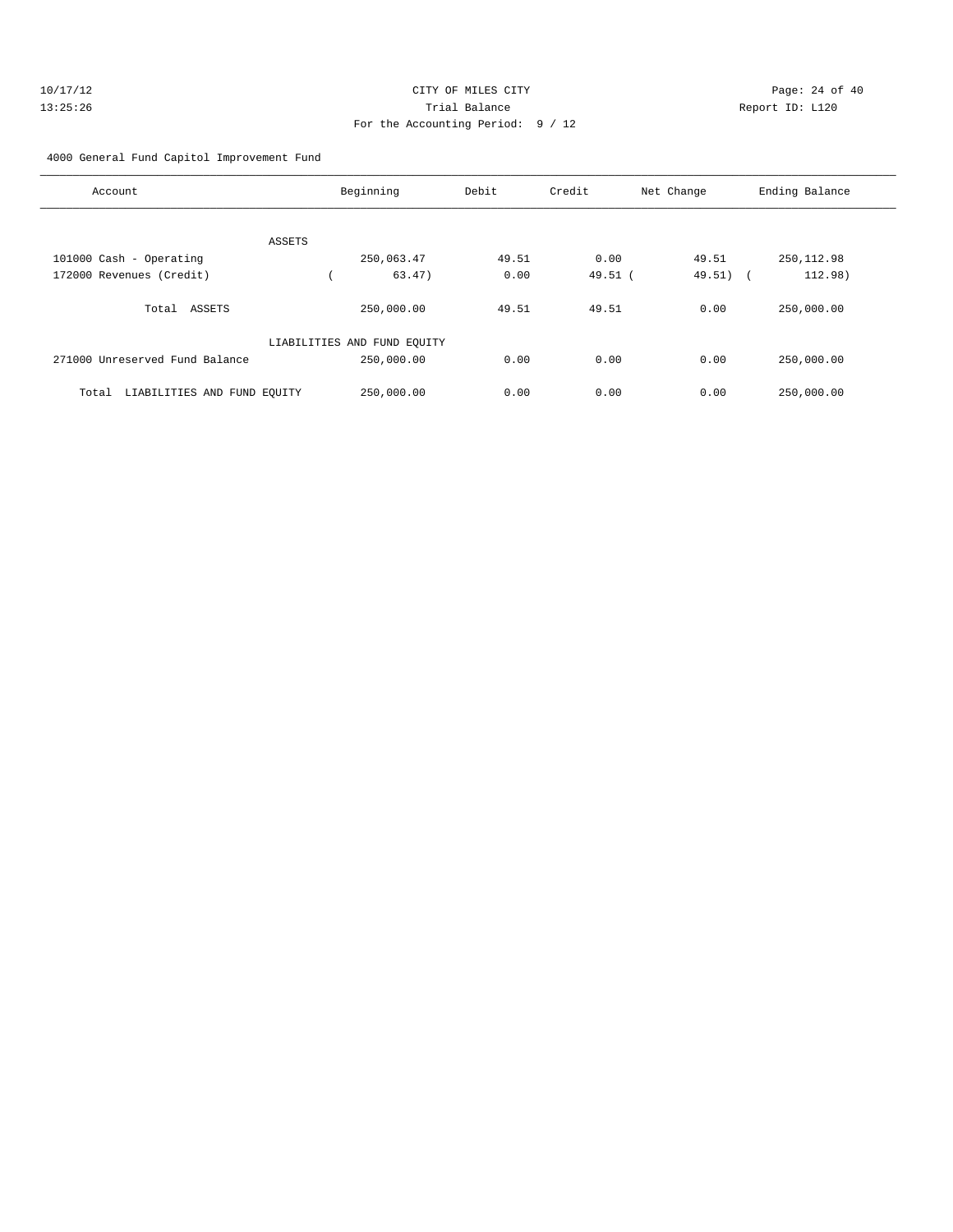CITY OF MILES CITY
Trial Balance
For the Accounting Period: 9 / 12

10/17/12
13:25:26

Report ID: L120

4000 General Fund Capitol Improvement Fund

| Account | Beginning | Debit | Credit | Net Change | Ending Balance |
|---|---|---|---|---|---|
| ASSETS | | | | | |
| 101000 Cash - Operating | 250,063.47 | 49.51 | 0.00 | 49.51 | 250,112.98 |
| 172000 Revenues (Credit) | ( 63.47) | 0.00 | 49.51 | ( 49.51) | ( 112.98) |
| Total ASSETS | 250,000.00 | 49.51 | 49.51 | 0.00 | 250,000.00 |
| LIABILITIES AND FUND EQUITY | | | | | |
| 271000 Unreserved Fund Balance | 250,000.00 | 0.00 | 0.00 | 0.00 | 250,000.00 |
| Total LIABILITIES AND FUND EQUITY | 250,000.00 | 0.00 | 0.00 | 0.00 | 250,000.00 |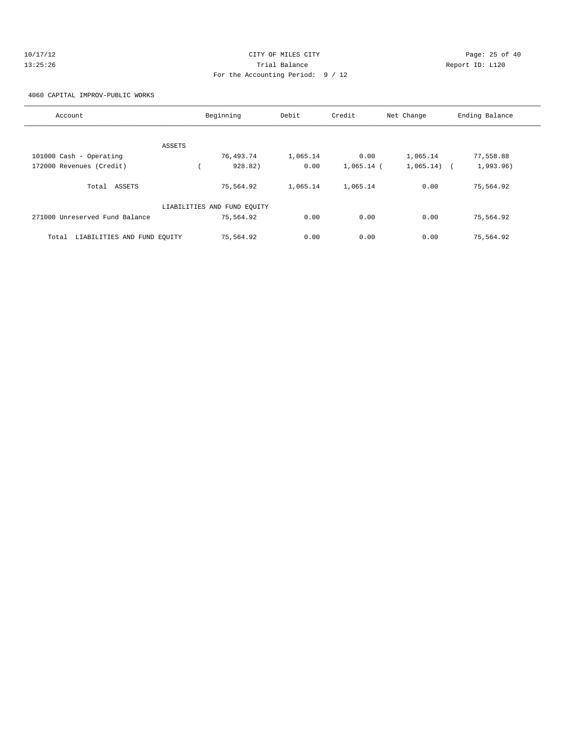CITY OF MILES CITY

Trial Balance

For the Accounting Period: 9 / 12

10/17/12
13:25:26

Report ID: L120

4060 CAPITAL IMPROV-PUBLIC WORKS

| Account | Beginning | Debit | Credit | Net Change | Ending Balance |
|---|---|---|---|---|---|
| ASSETS | | | | | |
| 101000 Cash - Operating | 76,493.74 | 1,065.14 | 0.00 | 1,065.14 | 77,558.88 |
| 172000 Revenues (Credit) | ( 928.82) | 0.00 | 1,065.14 | ( 1,065.14) | ( 1,993.96) |
| Total ASSETS | 75,564.92 | 1,065.14 | 1,065.14 | 0.00 | 75,564.92 |
| LIABILITIES AND FUND EQUITY | | | | | |
| 271000 Unreserved Fund Balance | 75,564.92 | 0.00 | 0.00 | 0.00 | 75,564.92 |
| Total LIABILITIES AND FUND EQUITY | 75,564.92 | 0.00 | 0.00 | 0.00 | 75,564.92 |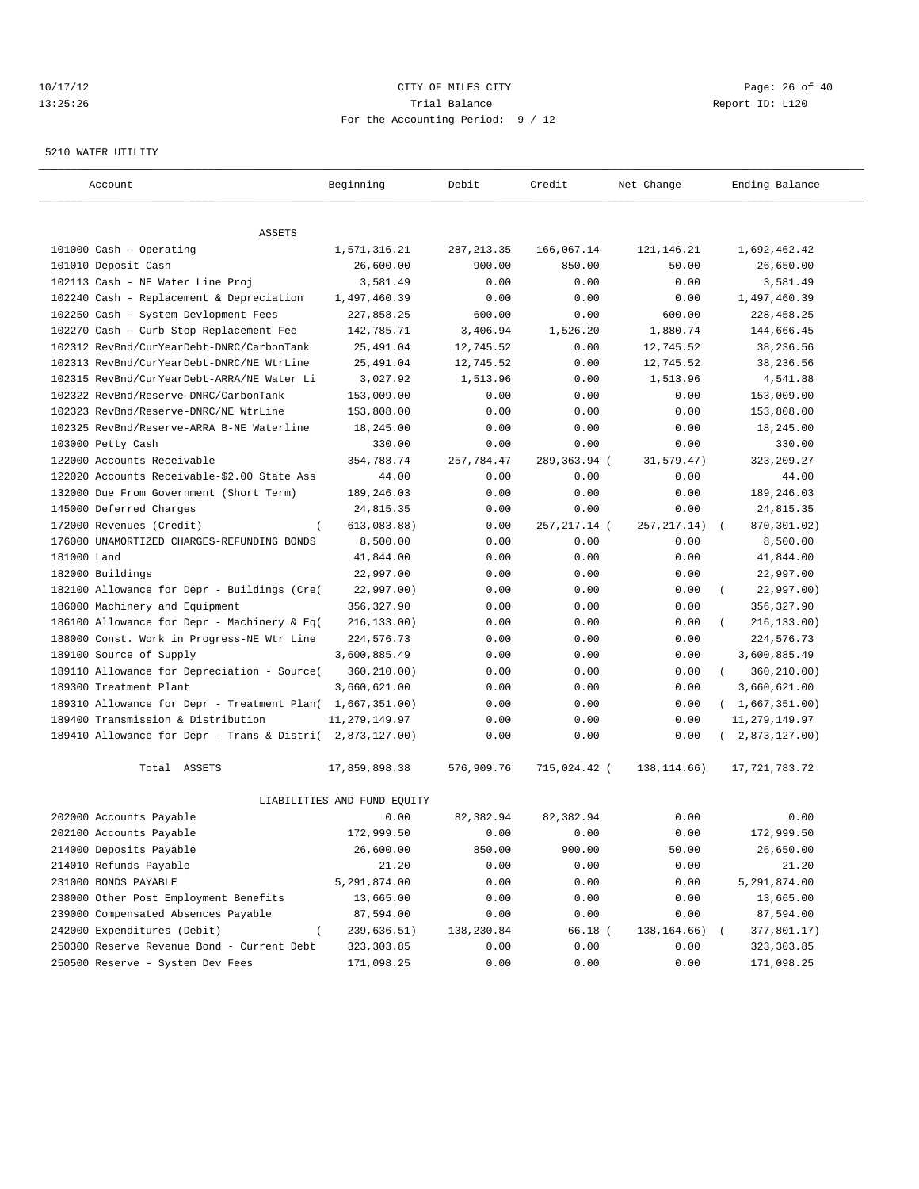CITY OF MILES CITY
Trial Balance
For the Accounting Period: 9 / 12

10/17/12
13:25:26

Report ID: L120

5210 WATER UTILITY

| Account | Beginning | Debit | Credit | Net Change | Ending Balance |
|---|---|---|---|---|---|
| ASSETS | | | | | |
| 101000 Cash - Operating | 1,571,316.21 | 287,213.35 | 166,067.14 | 121,146.21 | 1,692,462.42 |
| 101010 Deposit Cash | 26,600.00 | 900.00 | 850.00 | 50.00 | 26,650.00 |
| 102113 Cash - NE Water Line Proj | 3,581.49 | 0.00 | 0.00 | 0.00 | 3,581.49 |
| 102240 Cash - Replacement & Depreciation | 1,497,460.39 | 0.00 | 0.00 | 0.00 | 1,497,460.39 |
| 102250 Cash - System Devlopment Fees | 227,858.25 | 600.00 | 0.00 | 600.00 | 228,458.25 |
| 102270 Cash - Curb Stop Replacement Fee | 142,785.71 | 3,406.94 | 1,526.20 | 1,880.74 | 144,666.45 |
| 102312 RevBnd/CurYearDebt-DNRC/CarbonTank | 25,491.04 | 12,745.52 | 0.00 | 12,745.52 | 38,236.56 |
| 102313 RevBnd/CurYearDebt-DNRC/NE WtrLine | 25,491.04 | 12,745.52 | 0.00 | 12,745.52 | 38,236.56 |
| 102315 RevBnd/CurYearDebt-ARRA/NE Water Li | 3,027.92 | 1,513.96 | 0.00 | 1,513.96 | 4,541.88 |
| 102322 RevBnd/Reserve-DNRC/CarbonTank | 153,009.00 | 0.00 | 0.00 | 0.00 | 153,009.00 |
| 102323 RevBnd/Reserve-DNRC/NE WtrLine | 153,808.00 | 0.00 | 0.00 | 0.00 | 153,808.00 |
| 102325 RevBnd/Reserve-ARRA B-NE Waterline | 18,245.00 | 0.00 | 0.00 | 0.00 | 18,245.00 |
| 103000 Petty Cash | 330.00 | 0.00 | 0.00 | 0.00 | 330.00 |
| 122000 Accounts Receivable | 354,788.74 | 257,784.47 | 289,363.94 | ( 31,579.47) | 323,209.27 |
| 122020 Accounts Receivable-$2.00 State Ass | 44.00 | 0.00 | 0.00 | 0.00 | 44.00 |
| 132000 Due From Government (Short Term) | 189,246.03 | 0.00 | 0.00 | 0.00 | 189,246.03 |
| 145000 Deferred Charges | 24,815.35 | 0.00 | 0.00 | 0.00 | 24,815.35 |
| 172000 Revenues (Credit) | ( 613,083.88) | 0.00 | 257,217.14 | ( 257,217.14) | ( 870,301.02) |
| 176000 UNAMORTIZED CHARGES-REFUNDING BONDS | 8,500.00 | 0.00 | 0.00 | 0.00 | 8,500.00 |
| 181000 Land | 41,844.00 | 0.00 | 0.00 | 0.00 | 41,844.00 |
| 182000 Buildings | 22,997.00 | 0.00 | 0.00 | 0.00 | 22,997.00 |
| 182100 Allowance for Depr - Buildings (Cre( | 22,997.00) | 0.00 | 0.00 | 0.00 | ( 22,997.00) |
| 186000 Machinery and Equipment | 356,327.90 | 0.00 | 0.00 | 0.00 | 356,327.90 |
| 186100 Allowance for Depr - Machinery & Eq( | 216,133.00) | 0.00 | 0.00 | 0.00 | ( 216,133.00) |
| 188000 Const. Work in Progress-NE Wtr Line | 224,576.73 | 0.00 | 0.00 | 0.00 | 224,576.73 |
| 189100 Source of Supply | 3,600,885.49 | 0.00 | 0.00 | 0.00 | 3,600,885.49 |
| 189110 Allowance for Depreciation - Source( | 360,210.00) | 0.00 | 0.00 | 0.00 | ( 360,210.00) |
| 189300 Treatment Plant | 3,660,621.00 | 0.00 | 0.00 | 0.00 | 3,660,621.00 |
| 189310 Allowance for Depr - Treatment Plan( | 1,667,351.00) | 0.00 | 0.00 | 0.00 | ( 1,667,351.00) |
| 189400 Transmission & Distribution | 11,279,149.97 | 0.00 | 0.00 | 0.00 | 11,279,149.97 |
| 189410 Allowance for Depr - Trans & Distri( | 2,873,127.00) | 0.00 | 0.00 | 0.00 | ( 2,873,127.00) |
| Total ASSETS | 17,859,898.38 | 576,909.76 | 715,024.42 | ( 138,114.66) | 17,721,783.72 |
| LIABILITIES AND FUND EQUITY | | | | | |
| 202000 Accounts Payable | 0.00 | 82,382.94 | 82,382.94 | 0.00 | 0.00 |
| 202100 Accounts Payable | 172,999.50 | 0.00 | 0.00 | 0.00 | 172,999.50 |
| 214000 Deposits Payable | 26,600.00 | 850.00 | 900.00 | 50.00 | 26,650.00 |
| 214010 Refunds Payable | 21.20 | 0.00 | 0.00 | 0.00 | 21.20 |
| 231000 BONDS PAYABLE | 5,291,874.00 | 0.00 | 0.00 | 0.00 | 5,291,874.00 |
| 238000 Other Post Employment Benefits | 13,665.00 | 0.00 | 0.00 | 0.00 | 13,665.00 |
| 239000 Compensated Absences Payable | 87,594.00 | 0.00 | 0.00 | 0.00 | 87,594.00 |
| 242000 Expenditures (Debit) | ( 239,636.51) | 138,230.84 | 66.18 | ( 138,164.66) | ( 377,801.17) |
| 250300 Reserve Revenue Bond - Current Debt | 323,303.85 | 0.00 | 0.00 | 0.00 | 323,303.85 |
| 250500 Reserve - System Dev Fees | 171,098.25 | 0.00 | 0.00 | 0.00 | 171,098.25 |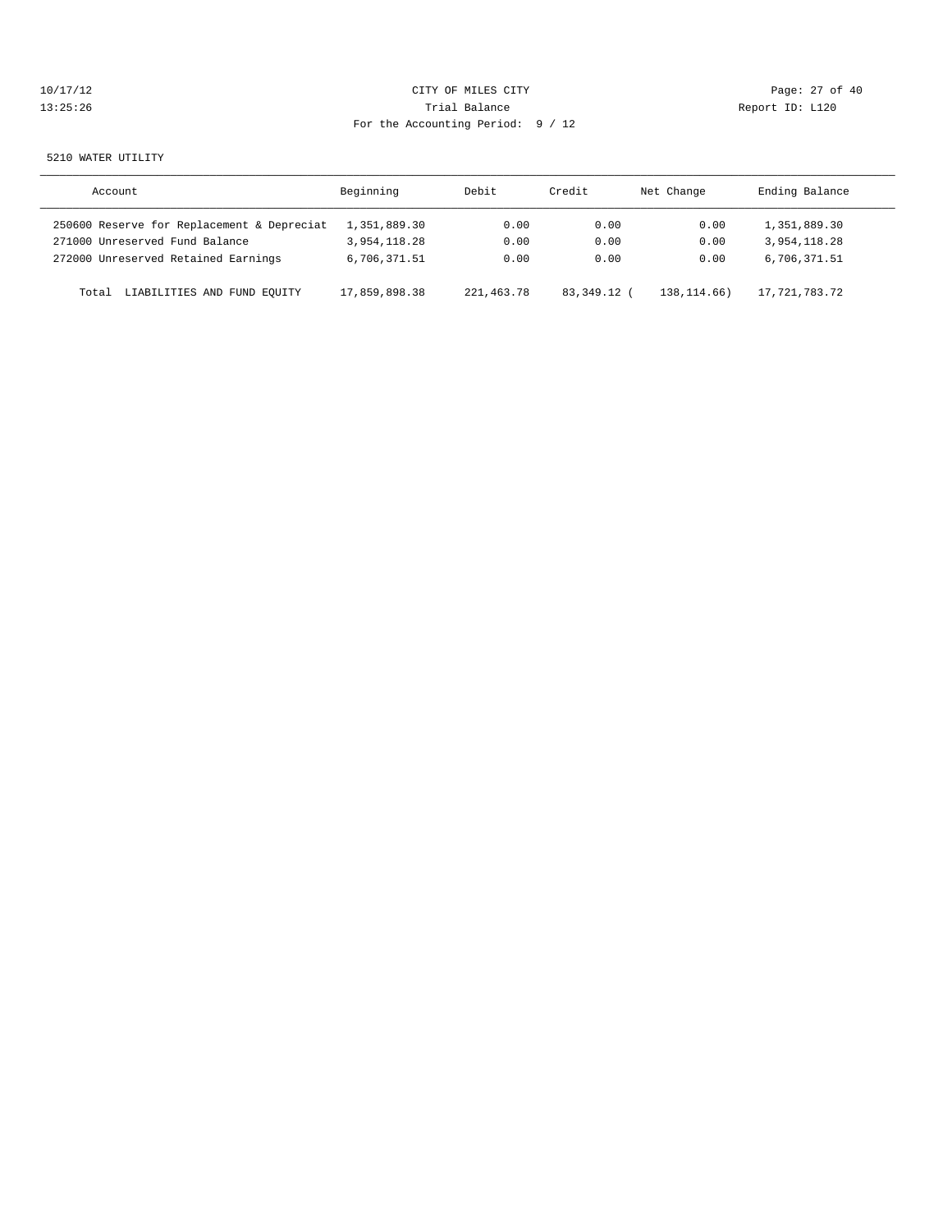CITY OF MILES CITY

Trial Balance

For the Accounting Period: 9 / 12

10/17/12
13:25:26

Report ID: L120

5210 WATER UTILITY

| Account | Beginning | Debit | Credit | Net Change | Ending Balance |
|---|---|---|---|---|---|
| 250600 Reserve for Replacement & Depreciat | 1,351,889.30 | 0.00 | 0.00 | 0.00 | 1,351,889.30 |
| 271000 Unreserved Fund Balance | 3,954,118.28 | 0.00 | 0.00 | 0.00 | 3,954,118.28 |
| 272000 Unreserved Retained Earnings | 6,706,371.51 | 0.00 | 0.00 | 0.00 | 6,706,371.51 |
| Total LIABILITIES AND FUND EQUITY | 17,859,898.38 | 221,463.78 | 83,349.12 | ( 138,114.66) | 17,721,783.72 |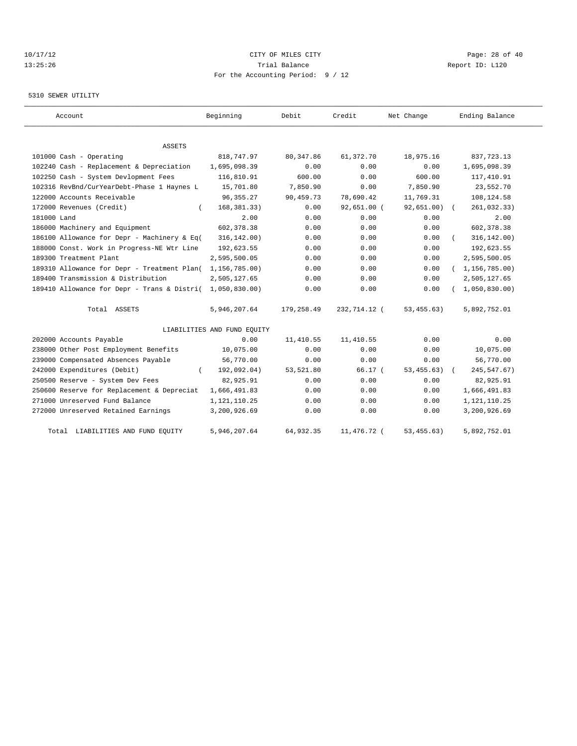# CITY OF MILES CITY

## Trial Balance

For the Accounting Period: 9 / 12

10/17/12
13:25:26

Report ID: L120

5310 SEWER UTILITY

| Account | Beginning | Debit | Credit | Net Change | Ending Balance |
|---|---|---|---|---|---|
| ASSETS | | | | | |
| 101000 Cash - Operating | 818,747.97 | 80,347.86 | 61,372.70 | 18,975.16 | 837,723.13 |
| 102240 Cash - Replacement & Depreciation | 1,695,098.39 | 0.00 | 0.00 | 0.00 | 1,695,098.39 |
| 102250 Cash - System Devlopment Fees | 116,810.91 | 600.00 | 0.00 | 600.00 | 117,410.91 |
| 102316 RevBnd/CurYearDebt-Phase 1 Haynes L | 15,701.80 | 7,850.90 | 0.00 | 7,850.90 | 23,552.70 |
| 122000 Accounts Receivable | 96,355.27 | 90,459.73 | 78,690.42 | 11,769.31 | 108,124.58 |
| 172000 Revenues (Credit) | ( 168,381.33) | 0.00 | 92,651.00 | ( 92,651.00) | ( 261,032.33) |
| 181000 Land | 2.00 | 0.00 | 0.00 | 0.00 | 2.00 |
| 186000 Machinery and Equipment | 602,378.38 | 0.00 | 0.00 | 0.00 | 602,378.38 |
| 186100 Allowance for Depr - Machinery & Eq | ( 316,142.00) | 0.00 | 0.00 | 0.00 | ( 316,142.00) |
| 188000 Const. Work in Progress-NE Wtr Line | 192,623.55 | 0.00 | 0.00 | 0.00 | 192,623.55 |
| 189300 Treatment Plant | 2,595,500.05 | 0.00 | 0.00 | 0.00 | 2,595,500.05 |
| 189310 Allowance for Depr - Treatment Plan | ( 1,156,785.00) | 0.00 | 0.00 | 0.00 | ( 1,156,785.00) |
| 189400 Transmission & Distribution | 2,505,127.65 | 0.00 | 0.00 | 0.00 | 2,505,127.65 |
| 189410 Allowance for Depr - Trans & Distri | ( 1,050,830.00) | 0.00 | 0.00 | 0.00 | ( 1,050,830.00) |
| Total ASSETS | 5,946,207.64 | 179,258.49 | 232,714.12 | ( 53,455.63) | 5,892,752.01 |
| LIABILITIES AND FUND EQUITY | | | | | |
| 202000 Accounts Payable | 0.00 | 11,410.55 | 11,410.55 | 0.00 | 0.00 |
| 238000 Other Post Employment Benefits | 10,075.00 | 0.00 | 0.00 | 0.00 | 10,075.00 |
| 239000 Compensated Absences Payable | 56,770.00 | 0.00 | 0.00 | 0.00 | 56,770.00 |
| 242000 Expenditures (Debit) | ( 192,092.04) | 53,521.80 | 66.17 | ( 53,455.63) | ( 245,547.67) |
| 250500 Reserve - System Dev Fees | 82,925.91 | 0.00 | 0.00 | 0.00 | 82,925.91 |
| 250600 Reserve for Replacement & Depreciat | 1,666,491.83 | 0.00 | 0.00 | 0.00 | 1,666,491.83 |
| 271000 Unreserved Fund Balance | 1,121,110.25 | 0.00 | 0.00 | 0.00 | 1,121,110.25 |
| 272000 Unreserved Retained Earnings | 3,200,926.69 | 0.00 | 0.00 | 0.00 | 3,200,926.69 |
| Total LIABILITIES AND FUND EQUITY | 5,946,207.64 | 64,932.35 | 11,476.72 | ( 53,455.63) | 5,892,752.01 |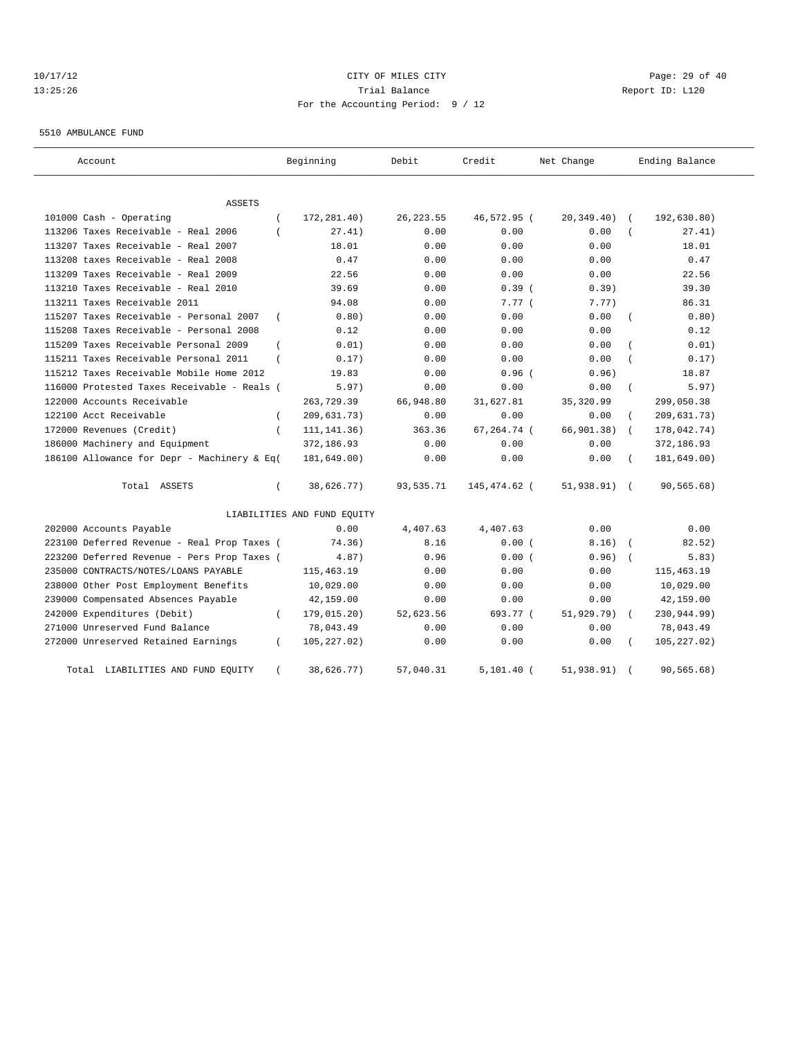10/17/12 CITY OF MILES CITY
13:25:26 Trial Balance Report ID: L120
For the Accounting Period: 9 / 12

5510 AMBULANCE FUND

| Account | Beginning | Debit | Credit | Net Change | Ending Balance |
|---|---|---|---|---|---|
| ASSETS | | | | | |
| 101000 Cash - Operating | ( 172,281.40) | 26,223.55 | 46,572.95 ( | 20,349.40) | ( 192,630.80) |
| 113206 Taxes Receivable - Real 2006 | ( 27.41) | 0.00 | 0.00 | 0.00 | ( 27.41) |
| 113207 Taxes Receivable - Real 2007 | 18.01 | 0.00 | 0.00 | 0.00 | 18.01 |
| 113208 taxes Receivable - Real 2008 | 0.47 | 0.00 | 0.00 | 0.00 | 0.47 |
| 113209 Taxes Receivable - Real 2009 | 22.56 | 0.00 | 0.00 | 0.00 | 22.56 |
| 113210 Taxes Receivable - Real 2010 | 39.69 | 0.00 | 0.39 ( | 0.39) | 39.30 |
| 113211 Taxes Receivable 2011 | 94.08 | 0.00 | 7.77 ( | 7.77) | 86.31 |
| 115207 Taxes Receivable - Personal 2007 | ( 0.80) | 0.00 | 0.00 | 0.00 | ( 0.80) |
| 115208 Taxes Receivable - Personal 2008 | 0.12 | 0.00 | 0.00 | 0.00 | 0.12 |
| 115209 Taxes Receivable Personal 2009 | ( 0.01) | 0.00 | 0.00 | 0.00 | ( 0.01) |
| 115211 Taxes Receivable Personal 2011 | ( 0.17) | 0.00 | 0.00 | 0.00 | ( 0.17) |
| 115212 Taxes Receivable Mobile Home 2012 | 19.83 | 0.00 | 0.96 ( | 0.96) | 18.87 |
| 116000 Protested Taxes Receivable - Reals | ( 5.97) | 0.00 | 0.00 | 0.00 | ( 5.97) |
| 122000 Accounts Receivable | 263,729.39 | 66,948.80 | 31,627.81 | 35,320.99 | 299,050.38 |
| 122100 Acct Receivable | ( 209,631.73) | 0.00 | 0.00 | 0.00 | ( 209,631.73) |
| 172000 Revenues (Credit) | ( 111,141.36) | 363.36 | 67,264.74 ( | 66,901.38) | ( 178,042.74) |
| 186000 Machinery and Equipment | 372,186.93 | 0.00 | 0.00 | 0.00 | 372,186.93 |
| 186100 Allowance for Depr - Machinery & Eq | ( 181,649.00) | 0.00 | 0.00 | 0.00 | ( 181,649.00) |
| Total ASSETS | ( 38,626.77) | 93,535.71 | 145,474.62 ( | 51,938.91) | ( 90,565.68) |
| LIABILITIES AND FUND EQUITY | | | | | |
| 202000 Accounts Payable | 0.00 | 4,407.63 | 4,407.63 | 0.00 | 0.00 |
| 223100 Deferred Revenue - Real Prop Taxes | ( 74.36) | 8.16 | 0.00 ( | 8.16) | ( 82.52) |
| 223200 Deferred Revenue - Pers Prop Taxes | ( 4.87) | 0.96 | 0.00 ( | 0.96) | ( 5.83) |
| 235000 CONTRACTS/NOTES/LOANS PAYABLE | 115,463.19 | 0.00 | 0.00 | 0.00 | 115,463.19 |
| 238000 Other Post Employment Benefits | 10,029.00 | 0.00 | 0.00 | 0.00 | 10,029.00 |
| 239000 Compensated Absences Payable | 42,159.00 | 0.00 | 0.00 | 0.00 | 42,159.00 |
| 242000 Expenditures (Debit) | ( 179,015.20) | 52,623.56 | 693.77 ( | 51,929.79) | ( 230,944.99) |
| 271000 Unreserved Fund Balance | 78,043.49 | 0.00 | 0.00 | 0.00 | 78,043.49 |
| 272000 Unreserved Retained Earnings | ( 105,227.02) | 0.00 | 0.00 | 0.00 | ( 105,227.02) |
| Total LIABILITIES AND FUND EQUITY | ( 38,626.77) | 57,040.31 | 5,101.40 ( | 51,938.91) | ( 90,565.68) |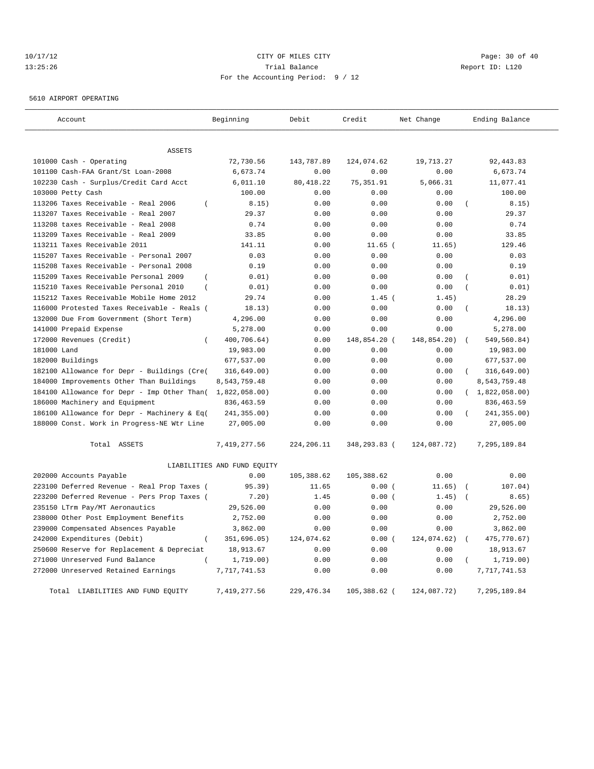CITY OF MILES CITY
Trial Balance
For the Accounting Period: 9 / 12

10/17/12
13:25:26

Report ID: L120

5610 AIRPORT OPERATING

| Account | Beginning | Debit | Credit | Net Change | Ending Balance |
|---|---|---|---|---|---|
| ASSETS | | | | | |
| 101000 Cash - Operating | 72,730.56 | 143,787.89 | 124,074.62 | 19,713.27 | 92,443.83 |
| 101100 Cash-FAA Grant/St Loan-2008 | 6,673.74 | 0.00 | 0.00 | 0.00 | 6,673.74 |
| 102230 Cash - Surplus/Credit Card Acct | 6,011.10 | 80,418.22 | 75,351.91 | 5,066.31 | 11,077.41 |
| 103000 Petty Cash | 100.00 | 0.00 | 0.00 | 0.00 | 100.00 |
| 113206 Taxes Receivable - Real 2006 | ( 8.15) | 0.00 | 0.00 | 0.00 | ( 8.15) |
| 113207 Taxes Receivable - Real 2007 | 29.37 | 0.00 | 0.00 | 0.00 | 29.37 |
| 113208 taxes Receivable - Real 2008 | 0.74 | 0.00 | 0.00 | 0.00 | 0.74 |
| 113209 Taxes Receivable - Real 2009 | 33.85 | 0.00 | 0.00 | 0.00 | 33.85 |
| 113211 Taxes Receivable 2011 | 141.11 | 0.00 | 11.65 | ( 11.65) | 129.46 |
| 115207 Taxes Receivable - Personal 2007 | 0.03 | 0.00 | 0.00 | 0.00 | 0.03 |
| 115208 Taxes Receivable - Personal 2008 | 0.19 | 0.00 | 0.00 | 0.00 | 0.19 |
| 115209 Taxes Receivable Personal 2009 | ( 0.01) | 0.00 | 0.00 | 0.00 | ( 0.01) |
| 115210 Taxes Receivable Personal 2010 | ( 0.01) | 0.00 | 0.00 | 0.00 | ( 0.01) |
| 115212 Taxes Receivable Mobile Home 2012 | 29.74 | 0.00 | 1.45 | ( 1.45) | 28.29 |
| 116000 Protested Taxes Receivable - Reals | ( 18.13) | 0.00 | 0.00 | 0.00 | ( 18.13) |
| 132000 Due From Government (Short Term) | 4,296.00 | 0.00 | 0.00 | 0.00 | 4,296.00 |
| 141000 Prepaid Expense | 5,278.00 | 0.00 | 0.00 | 0.00 | 5,278.00 |
| 172000 Revenues (Credit) | ( 400,706.64) | 0.00 | 148,854.20 | ( 148,854.20) | ( 549,560.84) |
| 181000 Land | 19,983.00 | 0.00 | 0.00 | 0.00 | 19,983.00 |
| 182000 Buildings | 677,537.00 | 0.00 | 0.00 | 0.00 | 677,537.00 |
| 182100 Allowance for Depr - Buildings (Cre | ( 316,649.00) | 0.00 | 0.00 | 0.00 | ( 316,649.00) |
| 184000 Improvements Other Than Buildings | 8,543,759.48 | 0.00 | 0.00 | 0.00 | 8,543,759.48 |
| 184100 Allowance for Depr - Imp Other Than | ( 1,822,058.00) | 0.00 | 0.00 | 0.00 | ( 1,822,058.00) |
| 186000 Machinery and Equipment | 836,463.59 | 0.00 | 0.00 | 0.00 | 836,463.59 |
| 186100 Allowance for Depr - Machinery & Eq | ( 241,355.00) | 0.00 | 0.00 | 0.00 | ( 241,355.00) |
| 188000 Const. Work in Progress-NE Wtr Line | 27,005.00 | 0.00 | 0.00 | 0.00 | 27,005.00 |
| Total ASSETS | 7,419,277.56 | 224,206.11 | 348,293.83 | ( 124,087.72) | 7,295,189.84 |
| LIABILITIES AND FUND EQUITY | | | | | |
| 202000 Accounts Payable | 0.00 | 105,388.62 | 105,388.62 | 0.00 | 0.00 |
| 223100 Deferred Revenue - Real Prop Taxes | ( 95.39) | 11.65 | 0.00 | ( 11.65) | ( 107.04) |
| 223200 Deferred Revenue - Pers Prop Taxes | ( 7.20) | 1.45 | 0.00 | ( 1.45) | ( 8.65) |
| 235150 LTrm Pay/MT Aeronautics | 29,526.00 | 0.00 | 0.00 | 0.00 | 29,526.00 |
| 238000 Other Post Employment Benefits | 2,752.00 | 0.00 | 0.00 | 0.00 | 2,752.00 |
| 239000 Compensated Absences Payable | 3,862.00 | 0.00 | 0.00 | 0.00 | 3,862.00 |
| 242000 Expenditures (Debit) | ( 351,696.05) | 124,074.62 | 0.00 | ( 124,074.62) | ( 475,770.67) |
| 250600 Reserve for Replacement & Depreciat | 18,913.67 | 0.00 | 0.00 | 0.00 | 18,913.67 |
| 271000 Unreserved Fund Balance | ( 1,719.00) | 0.00 | 0.00 | 0.00 | ( 1,719.00) |
| 272000 Unreserved Retained Earnings | 7,717,741.53 | 0.00 | 0.00 | 0.00 | 7,717,741.53 |
| Total LIABILITIES AND FUND EQUITY | 7,419,277.56 | 229,476.34 | 105,388.62 | ( 124,087.72) | 7,295,189.84 |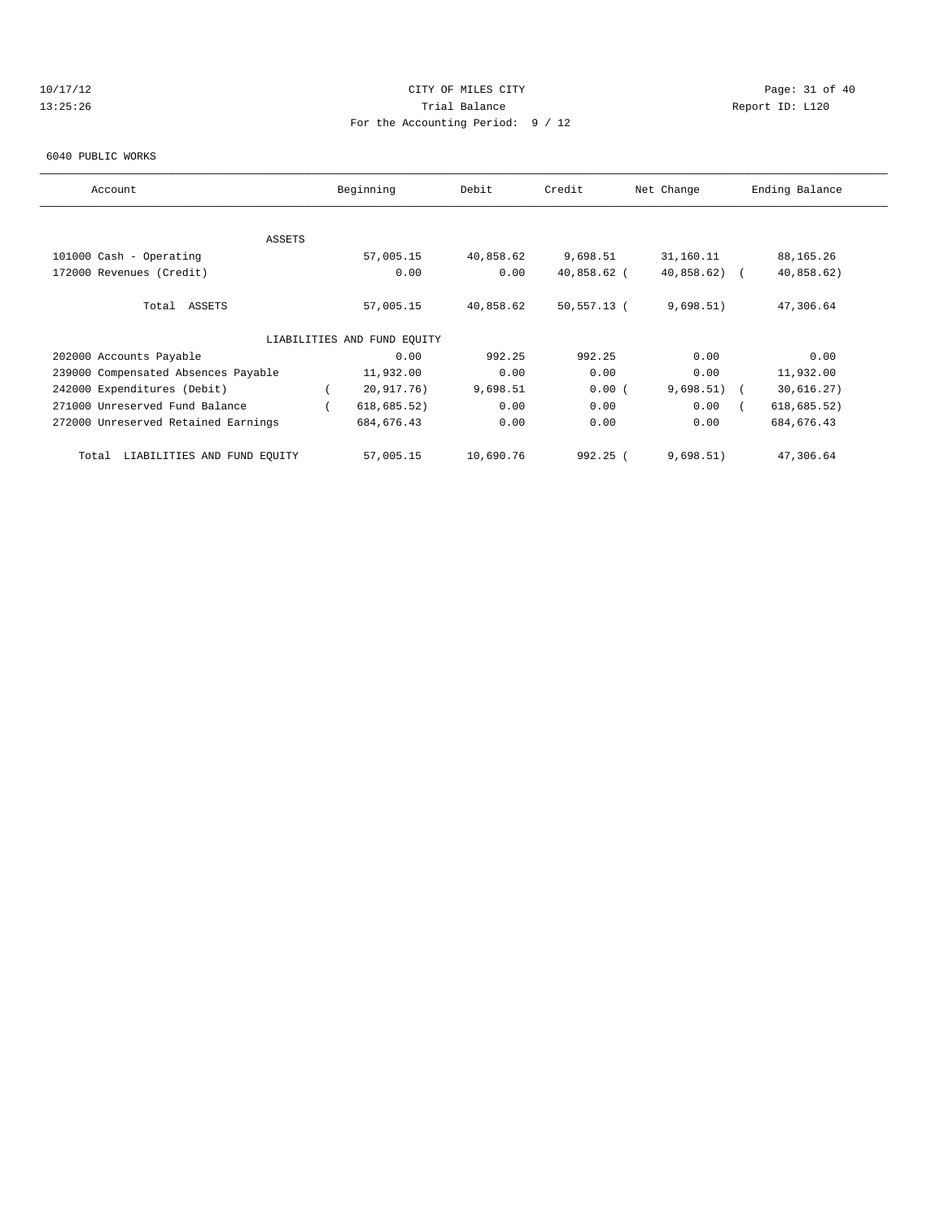CITY OF MILES CITY
Trial Balance
For the Accounting Period: 9 / 12

10/17/12
13:25:26

Report ID: L120

6040 PUBLIC WORKS

| Account | Beginning | Debit | Credit | Net Change | Ending Balance |
|---|---|---|---|---|---|
| ASSETS | | | | | |
| 101000 Cash - Operating | 57,005.15 | 40,858.62 | 9,698.51 | 31,160.11 | 88,165.26 |
| 172000 Revenues (Credit) | 0.00 | 0.00 | 40,858.62 | ( 40,858.62) | ( 40,858.62) |
| Total ASSETS | 57,005.15 | 40,858.62 | 50,557.13 | ( 9,698.51) | 47,306.64 |
| LIABILITIES AND FUND EQUITY | | | | | |
| 202000 Accounts Payable | 0.00 | 992.25 | 992.25 | 0.00 | 0.00 |
| 239000 Compensated Absences Payable | 11,932.00 | 0.00 | 0.00 | 0.00 | 11,932.00 |
| 242000 Expenditures (Debit) | ( 20,917.76) | 9,698.51 | 0.00 | ( 9,698.51) | ( 30,616.27) |
| 271000 Unreserved Fund Balance | ( 618,685.52) | 0.00 | 0.00 | 0.00 | ( 618,685.52) |
| 272000 Unreserved Retained Earnings | 684,676.43 | 0.00 | 0.00 | 0.00 | 684,676.43 |
| Total LIABILITIES AND FUND EQUITY | 57,005.15 | 10,690.76 | 992.25 | ( 9,698.51) | 47,306.64 |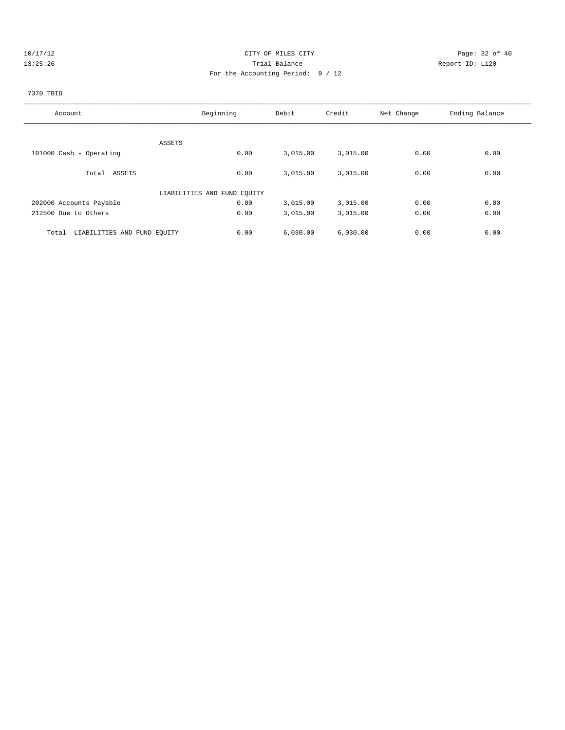CITY OF MILES CITY
Trial Balance
For the Accounting Period: 9 / 12

10/17/12
13:25:26

Report ID: L120

7370 TBID

| Account | Beginning | Debit | Credit | Net Change | Ending Balance |
|---|---|---|---|---|---|
| ASSETS | | | | | |
| 101000 Cash - Operating | 0.00 | 3,015.00 | 3,015.00 | 0.00 | 0.00 |
| Total ASSETS | 0.00 | 3,015.00 | 3,015.00 | 0.00 | 0.00 |
| LIABILITIES AND FUND EQUITY | | | | | |
| 202000 Accounts Payable | 0.00 | 3,015.00 | 3,015.00 | 0.00 | 0.00 |
| 212500 Due to Others | 0.00 | 3,015.00 | 3,015.00 | 0.00 | 0.00 |
| Total LIABILITIES AND FUND EQUITY | 0.00 | 6,030.00 | 6,030.00 | 0.00 | 0.00 |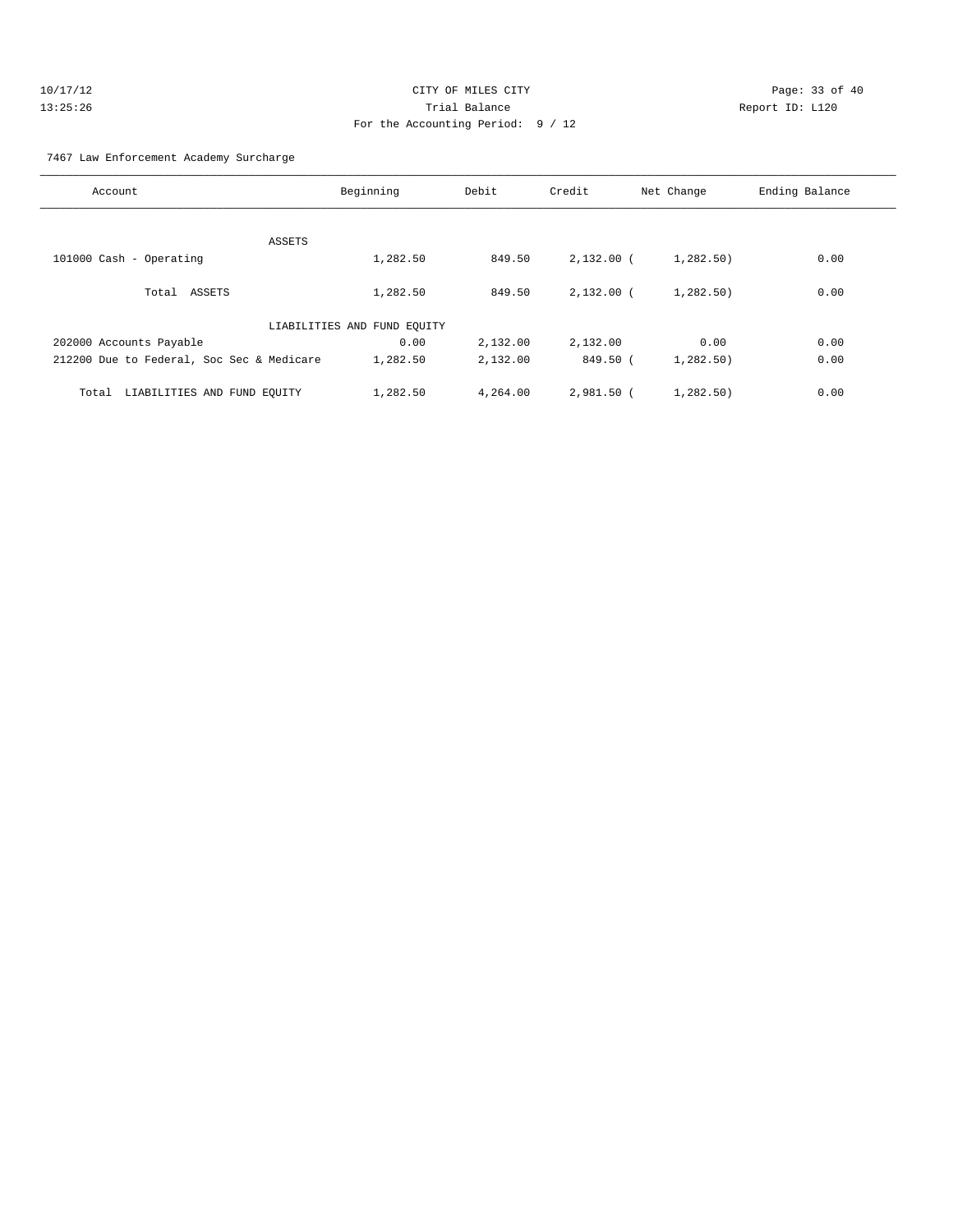CITY OF MILES CITY

Trial Balance

For the Accounting Period: 9 / 12

10/17/12
13:25:26

Report ID: L120

7467 Law Enforcement Academy Surcharge

| Account | Beginning | Debit | Credit | Net Change | Ending Balance |
|---|---|---|---|---|---|
| ASSETS | | | | | |
| 101000 Cash - Operating | 1,282.50 | 849.50 | 2,132.00 | ( 1,282.50) | 0.00 |
| Total ASSETS | 1,282.50 | 849.50 | 2,132.00 | ( 1,282.50) | 0.00 |
| LIABILITIES AND FUND EQUITY | | | | | |
| 202000 Accounts Payable | 0.00 | 2,132.00 | 2,132.00 | 0.00 | 0.00 |
| 212200 Due to Federal, Soc Sec & Medicare | 1,282.50 | 2,132.00 | 849.50 | ( 1,282.50) | 0.00 |
| Total LIABILITIES AND FUND EQUITY | 1,282.50 | 4,264.00 | 2,981.50 | ( 1,282.50) | 0.00 |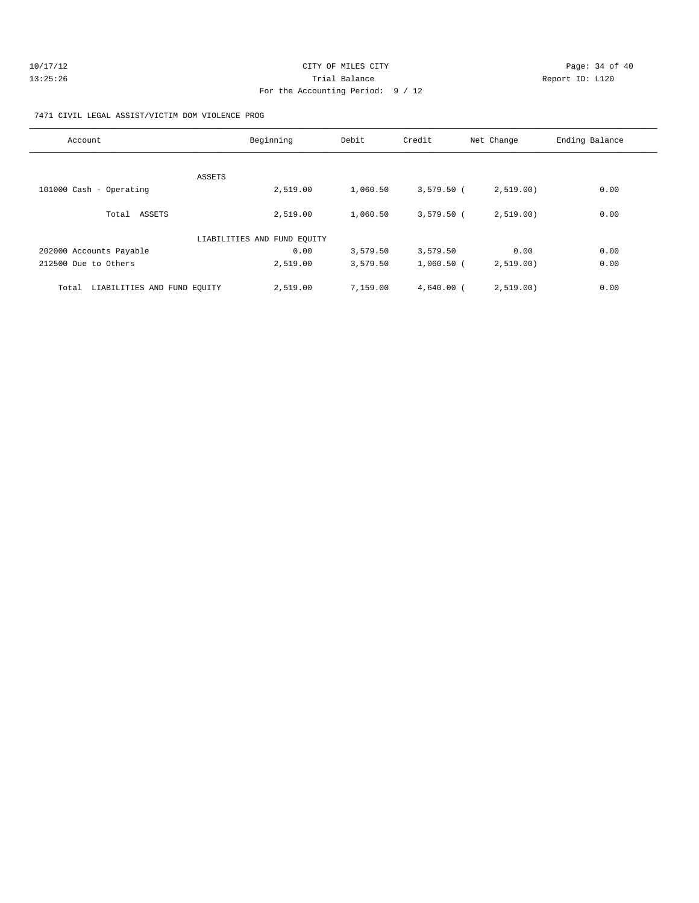CITY OF MILES CITY
Trial Balance
For the Accounting Period: 9 / 12

10/17/12
13:25:26

Report ID: L120

7471 CIVIL LEGAL ASSIST/VICTIM DOM VIOLENCE PROG

| Account | Beginning | Debit | Credit | Net Change | Ending Balance |
|---|---|---|---|---|---|
| ASSETS | | | | | |
| 101000 Cash - Operating | 2,519.00 | 1,060.50 | 3,579.50 | ( 2,519.00) | 0.00 |
| Total ASSETS | 2,519.00 | 1,060.50 | 3,579.50 | ( 2,519.00) | 0.00 |
| LIABILITIES AND FUND EQUITY | | | | | |
| 202000 Accounts Payable | 0.00 | 3,579.50 | 3,579.50 | 0.00 | 0.00 |
| 212500 Due to Others | 2,519.00 | 3,579.50 | 1,060.50 | ( 2,519.00) | 0.00 |
| Total LIABILITIES AND FUND EQUITY | 2,519.00 | 7,159.00 | 4,640.00 | ( 2,519.00) | 0.00 |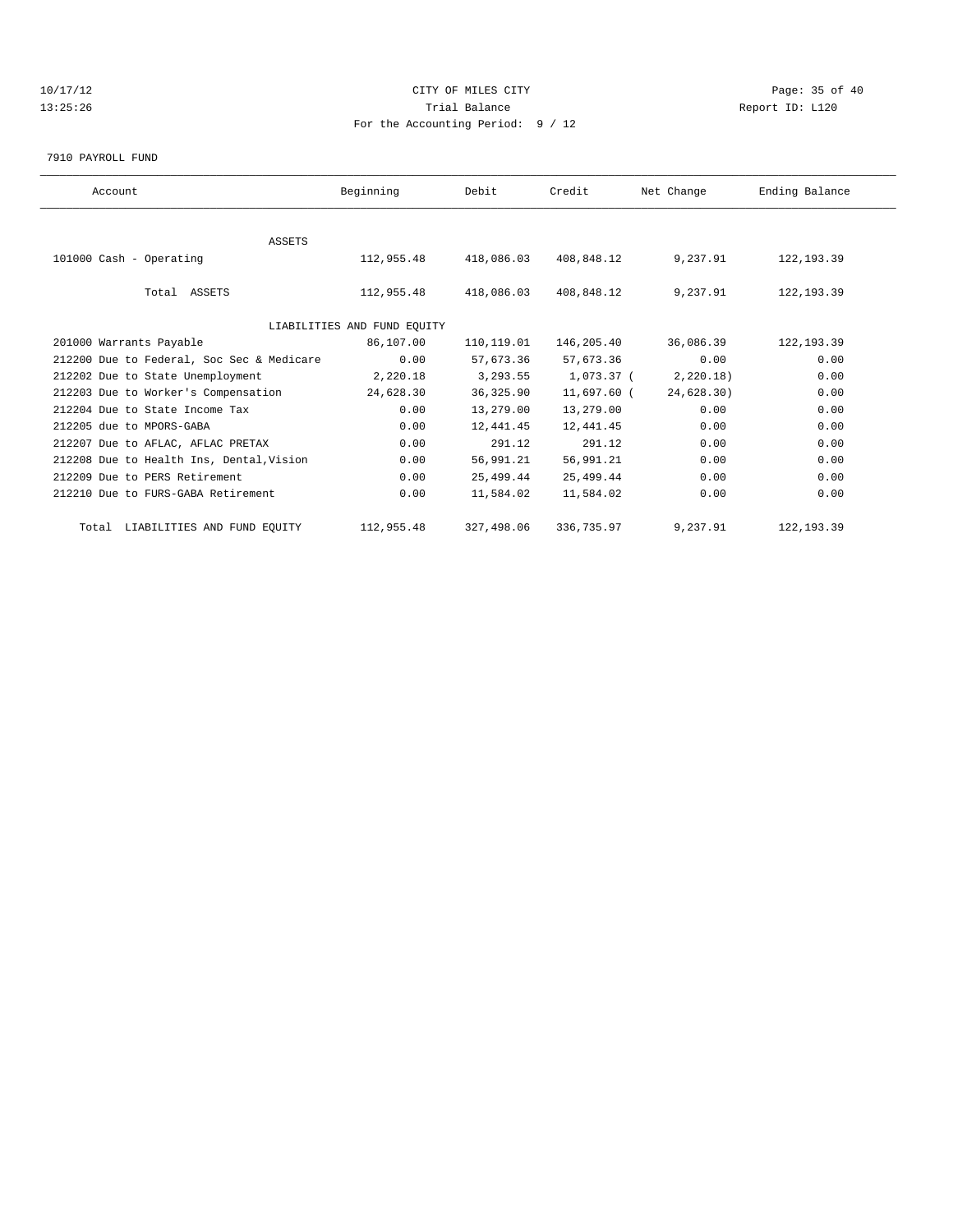CITY OF MILES CITY

Trial Balance

For the Accounting Period: 9 / 12

10/17/12
13:25:26

Report ID: L120

7910 PAYROLL FUND

| Account | Beginning | Debit | Credit | Net Change | Ending Balance |
|---|---|---|---|---|---|
| ASSETS | | | | | |
| 101000 Cash - Operating | 112,955.48 | 418,086.03 | 408,848.12 | 9,237.91 | 122,193.39 |
| Total ASSETS | 112,955.48 | 418,086.03 | 408,848.12 | 9,237.91 | 122,193.39 |
| LIABILITIES AND FUND EQUITY | | | | | |
| 201000 Warrants Payable | 86,107.00 | 110,119.01 | 146,205.40 | 36,086.39 | 122,193.39 |
| 212200 Due to Federal, Soc Sec & Medicare | 0.00 | 57,673.36 | 57,673.36 | 0.00 | 0.00 |
| 212202 Due to State Unemployment | 2,220.18 | 3,293.55 | 1,073.37 | ( 2,220.18) | 0.00 |
| 212203 Due to Worker's Compensation | 24,628.30 | 36,325.90 | 11,697.60 | ( 24,628.30) | 0.00 |
| 212204 Due to State Income Tax | 0.00 | 13,279.00 | 13,279.00 | 0.00 | 0.00 |
| 212205 due to MPORS-GABA | 0.00 | 12,441.45 | 12,441.45 | 0.00 | 0.00 |
| 212207 Due to AFLAC, AFLAC PRETAX | 0.00 | 291.12 | 291.12 | 0.00 | 0.00 |
| 212208 Due to Health Ins, Dental,Vision | 0.00 | 56,991.21 | 56,991.21 | 0.00 | 0.00 |
| 212209 Due to PERS Retirement | 0.00 | 25,499.44 | 25,499.44 | 0.00 | 0.00 |
| 212210 Due to FURS-GABA Retirement | 0.00 | 11,584.02 | 11,584.02 | 0.00 | 0.00 |
| Total LIABILITIES AND FUND EQUITY | 112,955.48 | 327,498.06 | 336,735.97 | 9,237.91 | 122,193.39 |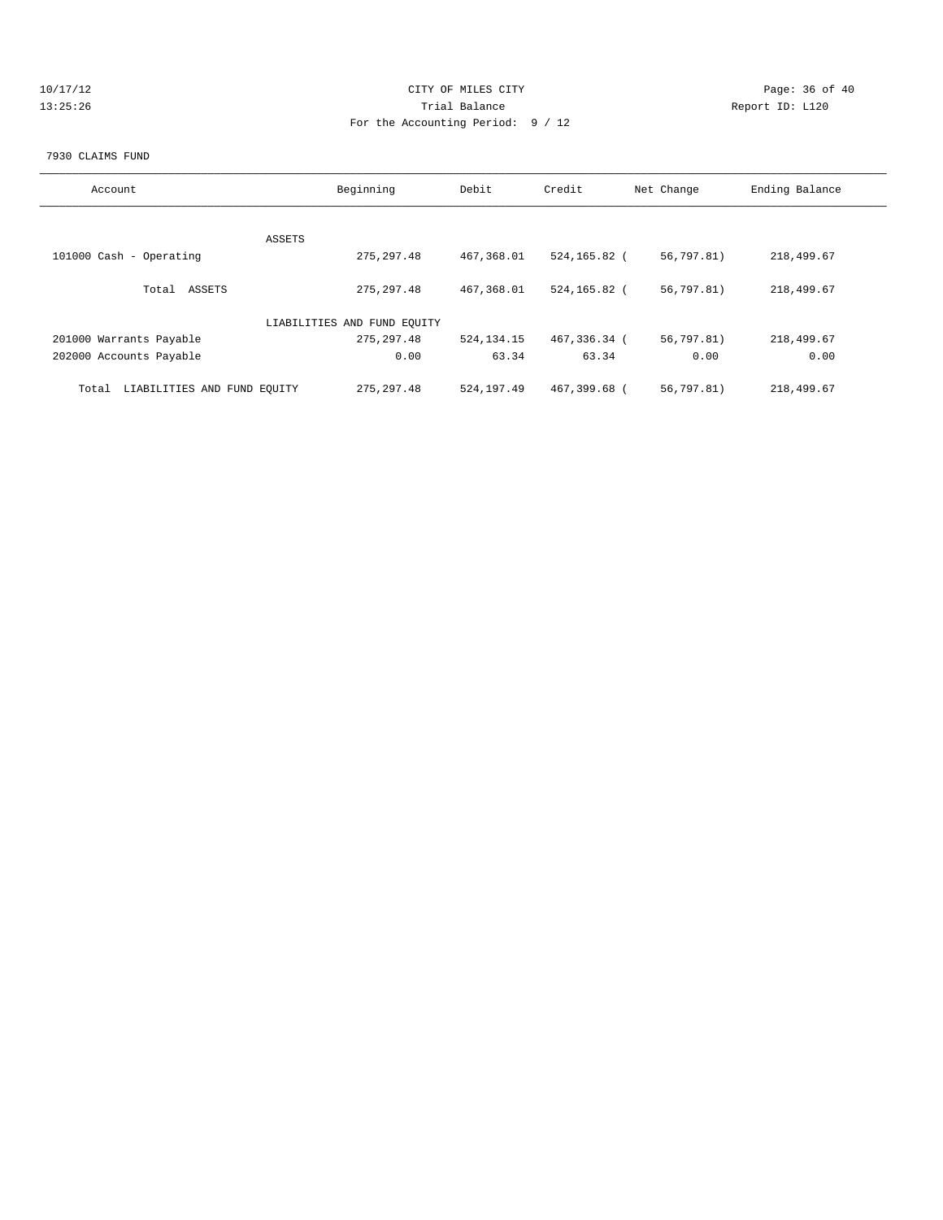CITY OF MILES CITY

Trial Balance

For the Accounting Period: 9 / 12

10/17/12
13:25:26

Report ID: L120

7930 CLAIMS FUND

| Account | Beginning | Debit | Credit | Net Change | Ending Balance |
|---|---|---|---|---|---|
| ASSETS | | | | | |
| 101000 Cash - Operating | 275,297.48 | 467,368.01 | 524,165.82 | ( 56,797.81) | 218,499.67 |
| Total ASSETS | 275,297.48 | 467,368.01 | 524,165.82 | ( 56,797.81) | 218,499.67 |
| LIABILITIES AND FUND EQUITY | | | | | |
| 201000 Warrants Payable | 275,297.48 | 524,134.15 | 467,336.34 | ( 56,797.81) | 218,499.67 |
| 202000 Accounts Payable | 0.00 | 63.34 | 63.34 | 0.00 | 0.00 |
| Total LIABILITIES AND FUND EQUITY | 275,297.48 | 524,197.49 | 467,399.68 | ( 56,797.81) | 218,499.67 |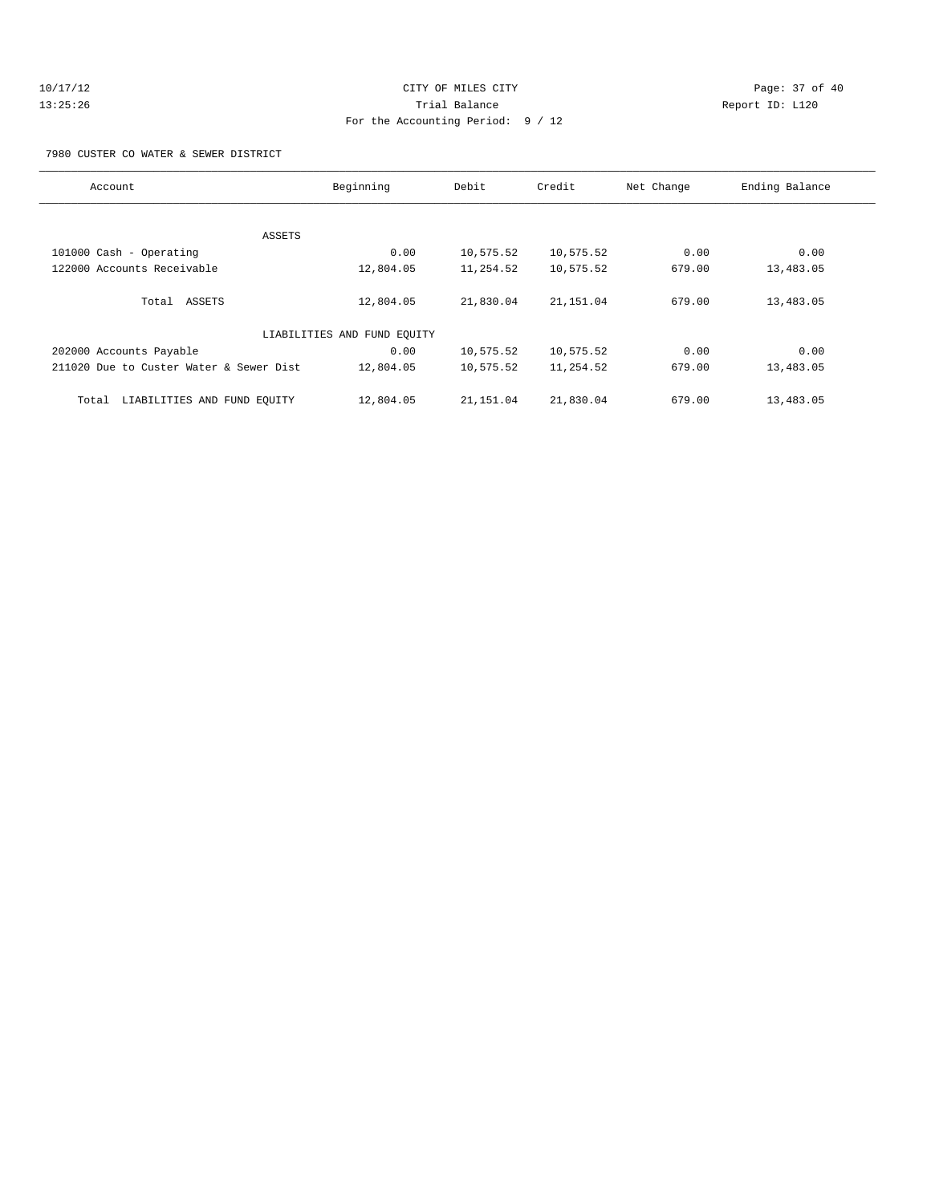CITY OF MILES CITY

Trial Balance

For the Accounting Period: 9 / 12

7980 CUSTER CO WATER & SEWER DISTRICT

| Account | Beginning | Debit | Credit | Net Change | Ending Balance |
|---|---|---|---|---|---|
| ASSETS | | | | | |
| 101000 Cash - Operating | 0.00 | 10,575.52 | 10,575.52 | 0.00 | 0.00 |
| 122000 Accounts Receivable | 12,804.05 | 11,254.52 | 10,575.52 | 679.00 | 13,483.05 |
| Total ASSETS | 12,804.05 | 21,830.04 | 21,151.04 | 679.00 | 13,483.05 |
| LIABILITIES AND FUND EQUITY | | | | | |
| 202000 Accounts Payable | 0.00 | 10,575.52 | 10,575.52 | 0.00 | 0.00 |
| 211020 Due to Custer Water & Sewer Dist | 12,804.05 | 10,575.52 | 11,254.52 | 679.00 | 13,483.05 |
| Total LIABILITIES AND FUND EQUITY | 12,804.05 | 21,151.04 | 21,830.04 | 679.00 | 13,483.05 |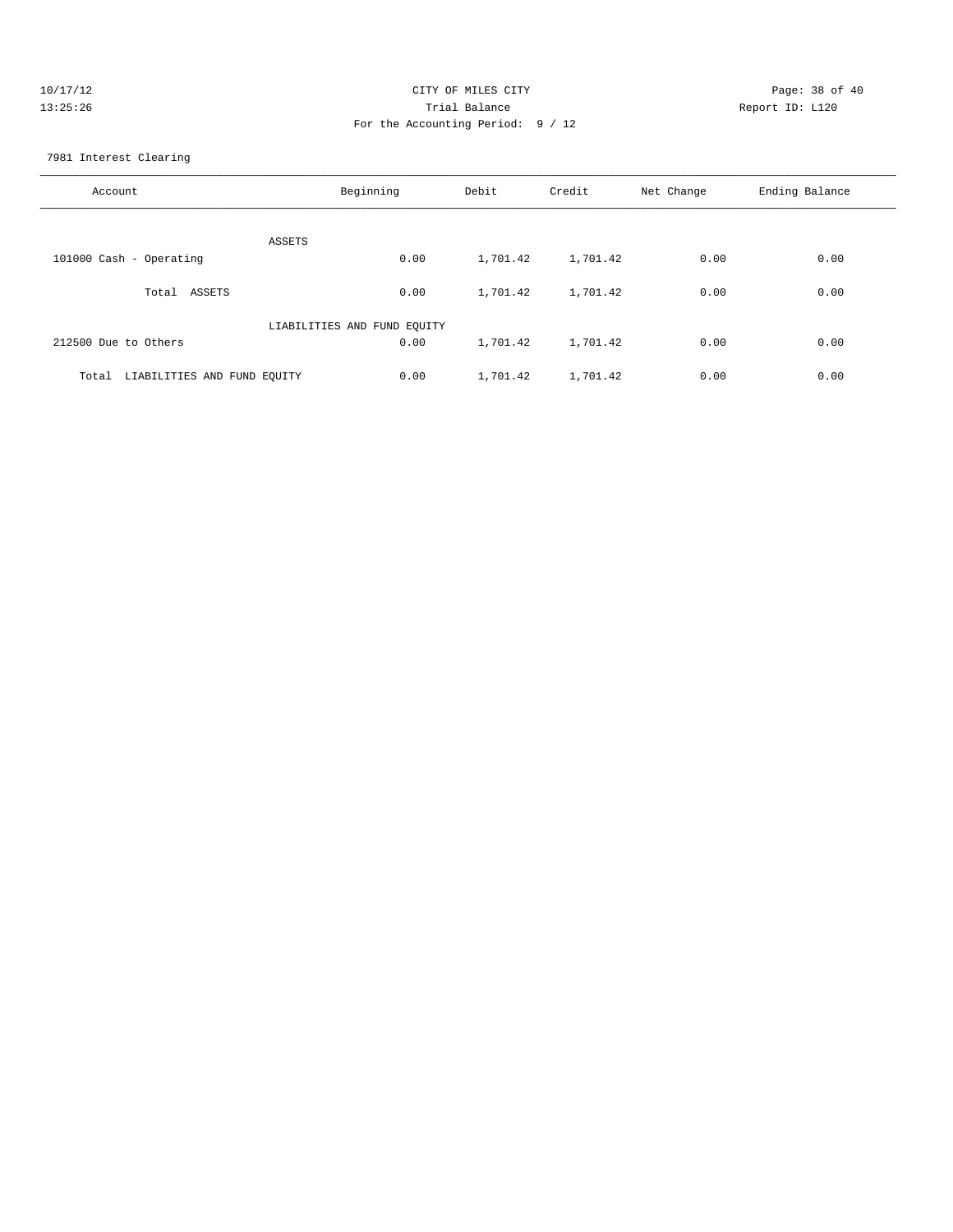CITY OF MILES CITY
Trial Balance
For the Accounting Period: 9 / 12

10/17/12
13:25:26

Report ID: L120

7981 Interest Clearing

| Account | Beginning | Debit | Credit | Net Change | Ending Balance |
|---|---|---|---|---|---|
| ASSETS | | | | | |
| 101000 Cash - Operating | 0.00 | 1,701.42 | 1,701.42 | 0.00 | 0.00 |
| Total ASSETS | 0.00 | 1,701.42 | 1,701.42 | 0.00 | 0.00 |
| LIABILITIES AND FUND EQUITY | | | | | |
| 212500 Due to Others | 0.00 | 1,701.42 | 1,701.42 | 0.00 | 0.00 |
| Total LIABILITIES AND FUND EQUITY | 0.00 | 1,701.42 | 1,701.42 | 0.00 | 0.00 |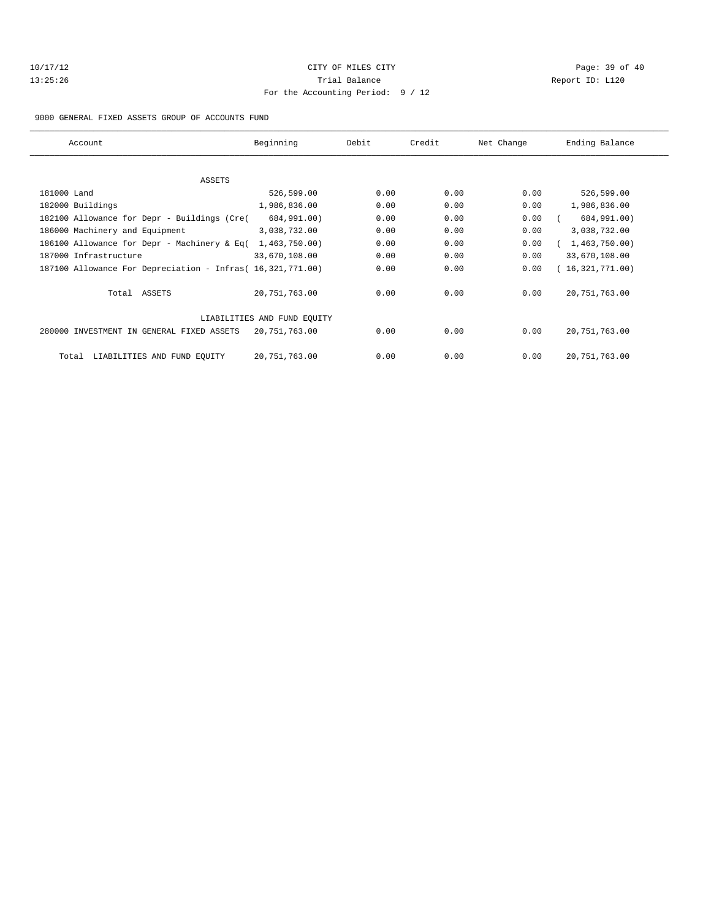10/17/12 CITY OF MILES CITY
13:25:26 Trial Balance Report ID: L120
For the Accounting Period: 9 / 12

9000 GENERAL FIXED ASSETS GROUP OF ACCOUNTS FUND

| Account | Beginning | Debit | Credit | Net Change | Ending Balance |
|---|---|---|---|---|---|
| ASSETS | | | | | |
| 181000 Land | 526,599.00 | 0.00 | 0.00 | 0.00 | 526,599.00 |
| 182000 Buildings | 1,986,836.00 | 0.00 | 0.00 | 0.00 | 1,986,836.00 |
| 182100 Allowance for Depr - Buildings (Cre( | 684,991.00) | 0.00 | 0.00 | 0.00 | ( 684,991.00) |
| 186000 Machinery and Equipment | 3,038,732.00 | 0.00 | 0.00 | 0.00 | 3,038,732.00 |
| 186100 Allowance for Depr - Machinery & Eq( | 1,463,750.00) | 0.00 | 0.00 | 0.00 | ( 1,463,750.00) |
| 187000 Infrastructure | 33,670,108.00 | 0.00 | 0.00 | 0.00 | 33,670,108.00 |
| 187100 Allowance For Depreciation - Infras( | 16,321,771.00) | 0.00 | 0.00 | 0.00 | ( 16,321,771.00) |
| Total ASSETS | 20,751,763.00 | 0.00 | 0.00 | 0.00 | 20,751,763.00 |
| LIABILITIES AND FUND EQUITY | | | | | |
| 280000 INVESTMENT IN GENERAL FIXED ASSETS | 20,751,763.00 | 0.00 | 0.00 | 0.00 | 20,751,763.00 |
| Total LIABILITIES AND FUND EQUITY | 20,751,763.00 | 0.00 | 0.00 | 0.00 | 20,751,763.00 |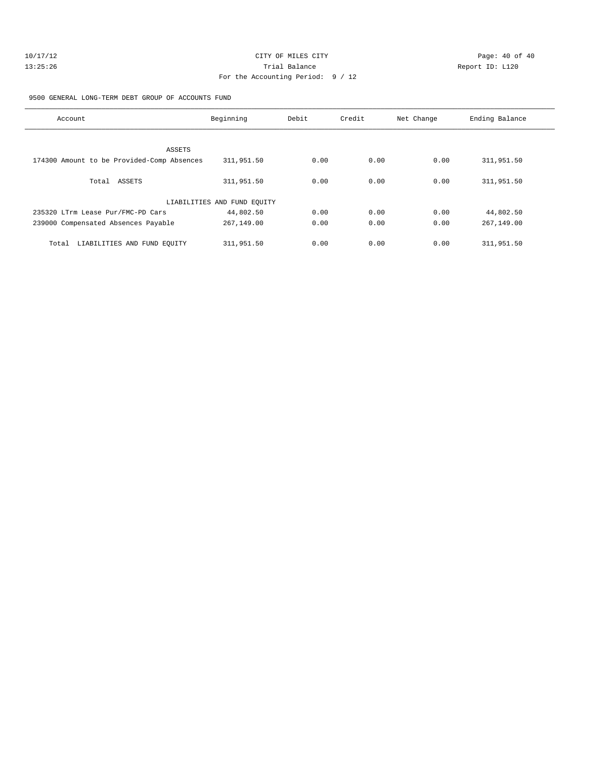# CITY OF MILES CITY

10/17/12
13:25:26

Trial Balance

Report ID: L120

For the Accounting Period: 9 / 12

9500 GENERAL LONG-TERM DEBT GROUP OF ACCOUNTS FUND

| Account | Beginning | Debit | Credit | Net Change | Ending Balance |
|---|---|---|---|---|---|
| ASSETS | | | | | |
| 174300 Amount to be Provided-Comp Absences | 311,951.50 | 0.00 | 0.00 | 0.00 | 311,951.50 |
| Total ASSETS | 311,951.50 | 0.00 | 0.00 | 0.00 | 311,951.50 |
| LIABILITIES AND FUND EQUITY | | | | | |
| 235320 LTrm Lease Pur/FMC-PD Cars | 44,802.50 | 0.00 | 0.00 | 0.00 | 44,802.50 |
| 239000 Compensated Absences Payable | 267,149.00 | 0.00 | 0.00 | 0.00 | 267,149.00 |
| Total LIABILITIES AND FUND EQUITY | 311,951.50 | 0.00 | 0.00 | 0.00 | 311,951.50 |